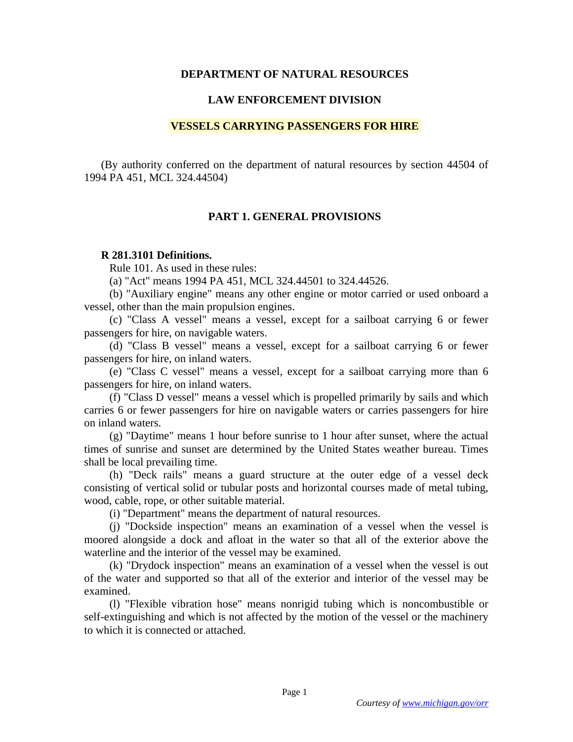**DEPARTMENT OF NATURAL RESOURCES**

**LAW ENFORCEMENT DIVISION**

**VESSELS CARRYING PASSENGERS FOR HIRE**

(By authority conferred on the department of natural resources by section 44504 of 1994 PA 451, MCL 324.44504)

## PART 1. GENERAL PROVISIONS

### R 281.3101 Definitions.

Rule 101. As used in these rules:

(a) "Act" means 1994 PA 451, MCL 324.44501 to 324.44526.

(b) "Auxiliary engine" means any other engine or motor carried or used onboard a vessel, other than the main propulsion engines.

(c) "Class A vessel" means a vessel, except for a sailboat carrying 6 or fewer passengers for hire, on navigable waters.

(d) "Class B vessel" means a vessel, except for a sailboat carrying 6 or fewer passengers for hire, on inland waters.

(e) "Class C vessel" means a vessel, except for a sailboat carrying more than 6 passengers for hire, on inland waters.

(f) "Class D vessel" means a vessel which is propelled primarily by sails and which carries 6 or fewer passengers for hire on navigable waters or carries passengers for hire on inland waters.

(g) "Daytime" means 1 hour before sunrise to 1 hour after sunset, where the actual times of sunrise and sunset are determined by the United States weather bureau. Times shall be local prevailing time.

(h) "Deck rails" means a guard structure at the outer edge of a vessel deck consisting of vertical solid or tubular posts and horizontal courses made of metal tubing, wood, cable, rope, or other suitable material.

(i) "Department" means the department of natural resources.

(j) "Dockside inspection" means an examination of a vessel when the vessel is moored alongside a dock and afloat in the water so that all of the exterior above the waterline and the interior of the vessel may be examined.

(k) "Drydock inspection" means an examination of a vessel when the vessel is out of the water and supported so that all of the exterior and interior of the vessel may be examined.

(l) "Flexible vibration hose" means nonrigid tubing which is noncombustible or self-extinguishing and which is not affected by the motion of the vessel or the machinery to which it is connected or attached.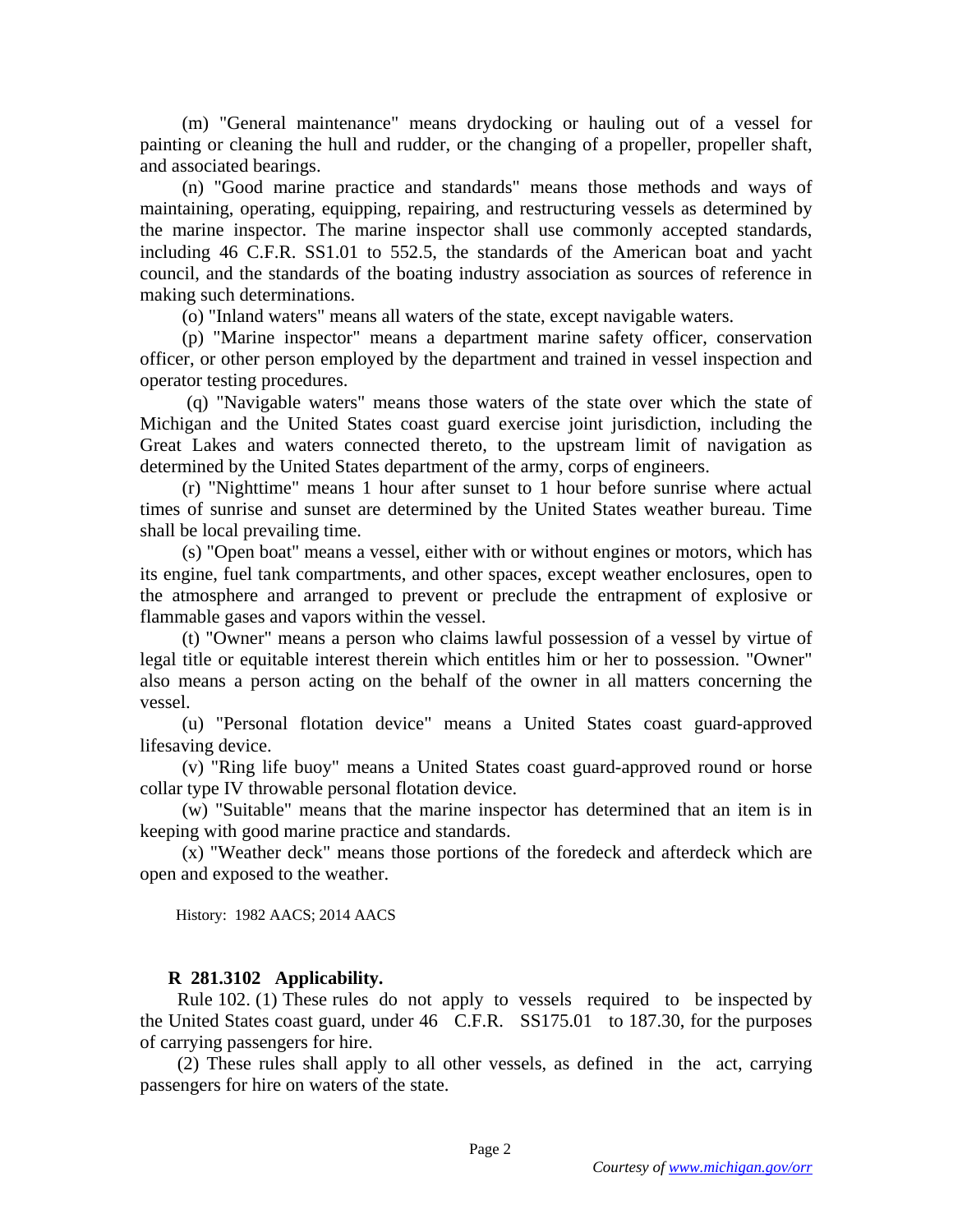(m) "General maintenance" means drydocking or hauling out of a vessel for painting or cleaning the hull and rudder, or the changing of a propeller, propeller shaft, and associated bearings.

(n) "Good marine practice and standards" means those methods and ways of maintaining, operating, equipping, repairing, and restructuring vessels as determined by the marine inspector. The marine inspector shall use commonly accepted standards, including 46 C.F.R. SS1.01 to 552.5, the standards of the American boat and yacht council, and the standards of the boating industry association as sources of reference in making such determinations.

(o) "Inland waters" means all waters of the state, except navigable waters.

(p) "Marine inspector" means a department marine safety officer, conservation officer, or other person employed by the department and trained in vessel inspection and operator testing procedures.

(q) "Navigable waters" means those waters of the state over which the state of Michigan and the United States coast guard exercise joint jurisdiction, including the Great Lakes and waters connected thereto, to the upstream limit of navigation as determined by the United States department of the army, corps of engineers.

(r) "Nighttime" means 1 hour after sunset to 1 hour before sunrise where actual times of sunrise and sunset are determined by the United States weather bureau. Time shall be local prevailing time.

(s) "Open boat" means a vessel, either with or without engines or motors, which has its engine, fuel tank compartments, and other spaces, except weather enclosures, open to the atmosphere and arranged to prevent or preclude the entrapment of explosive or flammable gases and vapors within the vessel.

(t) "Owner" means a person who claims lawful possession of a vessel by virtue of legal title or equitable interest therein which entitles him or her to possession. "Owner" also means a person acting on the behalf of the owner in all matters concerning the vessel.

(u) "Personal flotation device" means a United States coast guard-approved lifesaving device.

(v) "Ring life buoy" means a United States coast guard-approved round or horse collar type IV throwable personal flotation device.

(w) "Suitable" means that the marine inspector has determined that an item is in keeping with good marine practice and standards.

(x) "Weather deck" means those portions of the foredeck and afterdeck which are open and exposed to the weather.

History: 1982 AACS; 2014 AACS

**R 281.3102 Applicability.**

Rule 102. (1) These rules do not apply to vessels required to be inspected by the United States coast guard, under 46 C.F.R. SS175.01 to 187.30, for the purposes of carrying passengers for hire.

(2) These rules shall apply to all other vessels, as defined in the act, carrying passengers for hire on waters of the state.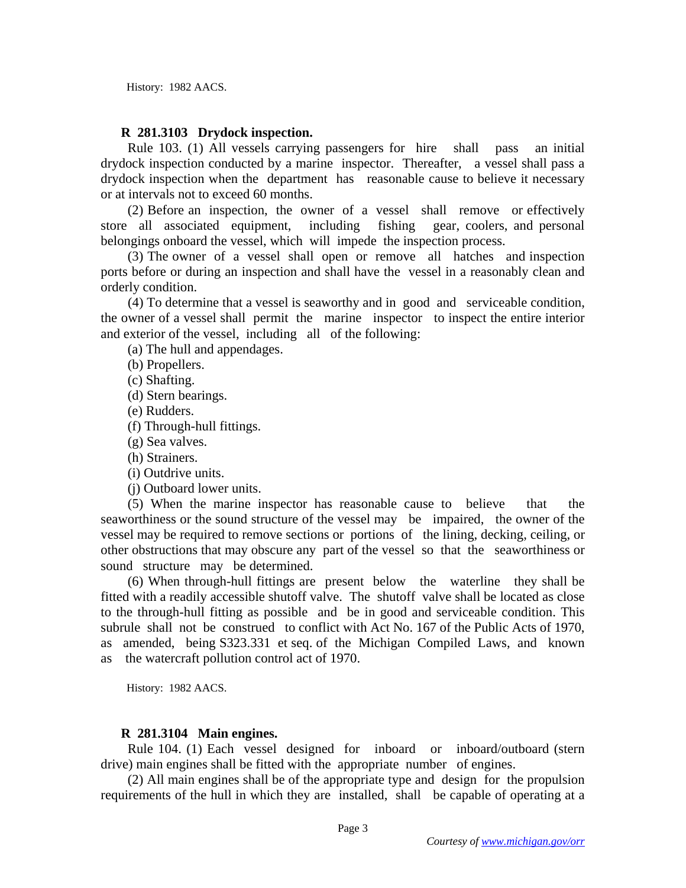History: 1982 AACS.

**R 281.3103 Drydock inspection.**

Rule 103. (1) All vessels carrying passengers for hire shall pass an initial drydock inspection conducted by a marine inspector. Thereafter, a vessel shall pass a drydock inspection when the department has reasonable cause to believe it necessary or at intervals not to exceed 60 months.

(2) Before an inspection, the owner of a vessel shall remove or effectively store all associated equipment, including fishing gear, coolers, and personal belongings onboard the vessel, which will impede the inspection process.

(3) The owner of a vessel shall open or remove all hatches and inspection ports before or during an inspection and shall have the vessel in a reasonably clean and orderly condition.

(4) To determine that a vessel is seaworthy and in good and serviceable condition, the owner of a vessel shall permit the marine inspector to inspect the entire interior and exterior of the vessel, including all of the following:

(a) The hull and appendages.

(b) Propellers.

(c) Shafting.

(d) Stern bearings.

(e) Rudders.

(f) Through-hull fittings.

(g) Sea valves.

(h) Strainers.

(i) Outdrive units.

(j) Outboard lower units.

(5) When the marine inspector has reasonable cause to believe that the seaworthiness or the sound structure of the vessel may be impaired, the owner of the vessel may be required to remove sections or portions of the lining, decking, ceiling, or other obstructions that may obscure any part of the vessel so that the seaworthiness or sound structure may be determined.

(6) When through-hull fittings are present below the waterline they shall be fitted with a readily accessible shutoff valve. The shutoff valve shall be located as close to the through-hull fitting as possible and be in good and serviceable condition. This subrule shall not be construed to conflict with Act No. 167 of the Public Acts of 1970, as amended, being S323.331 et seq. of the Michigan Compiled Laws, and known as the watercraft pollution control act of 1970.

History: 1982 AACS.

**R 281.3104 Main engines.**

Rule 104. (1) Each vessel designed for inboard or inboard/outboard (stern drive) main engines shall be fitted with the appropriate number of engines.

(2) All main engines shall be of the appropriate type and design for the propulsion requirements of the hull in which they are installed, shall be capable of operating at a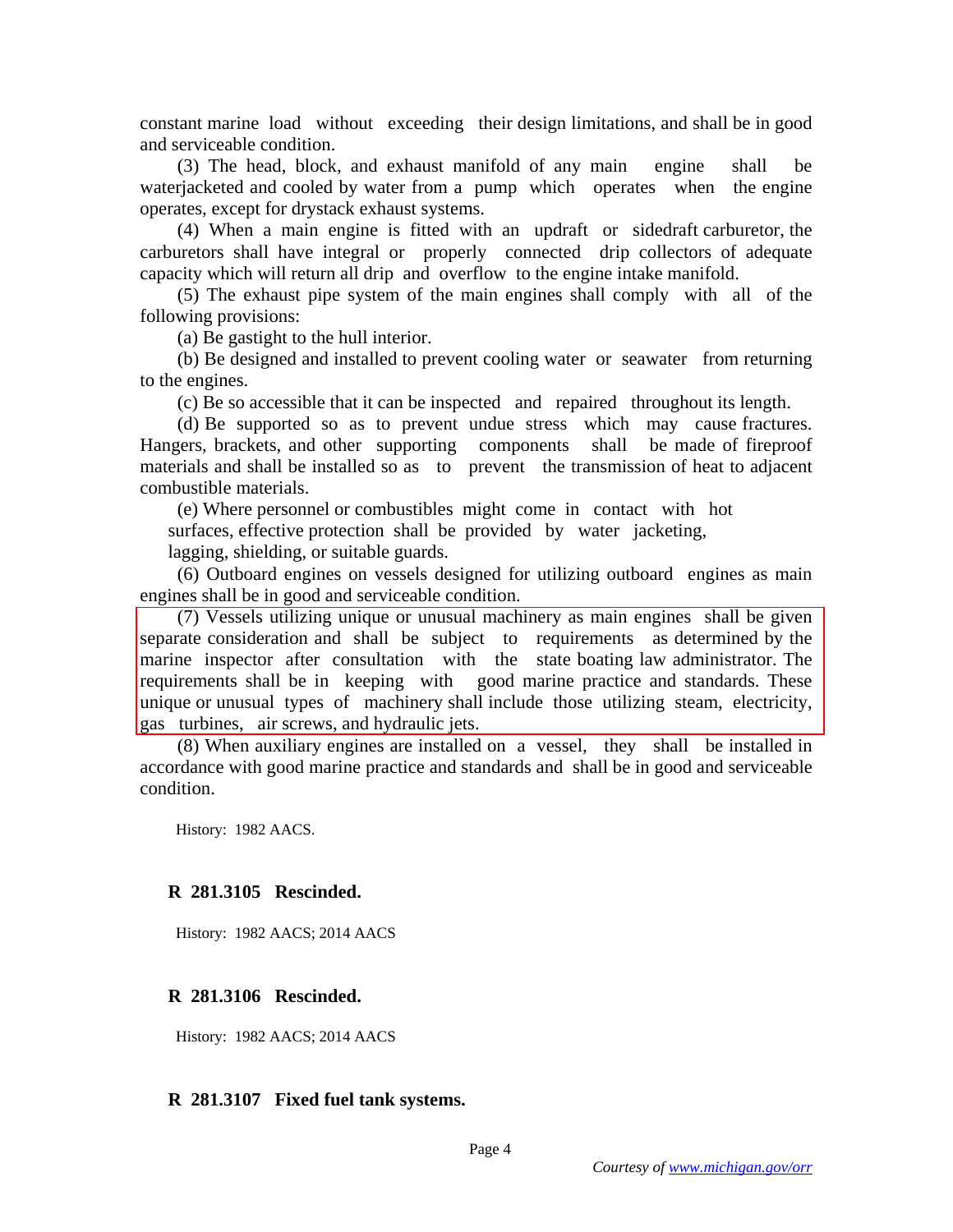constant marine load without exceeding their design limitations, and shall be in good and serviceable condition.

(3) The head, block, and exhaust manifold of any main engine shall be waterjacketed and cooled by water from a pump which operates when the engine operates, except for drystack exhaust systems.

(4) When a main engine is fitted with an updraft or sidedraft carburetor, the carburetors shall have integral or properly connected drip collectors of adequate capacity which will return all drip and overflow to the engine intake manifold.

(5) The exhaust pipe system of the main engines shall comply with all of the following provisions:

(a) Be gastight to the hull interior.

(b) Be designed and installed to prevent cooling water or seawater from returning to the engines.

(c) Be so accessible that it can be inspected and repaired throughout its length.

(d) Be supported so as to prevent undue stress which may cause fractures. Hangers, brackets, and other supporting components shall be made of fireproof materials and shall be installed so as to prevent the transmission of heat to adjacent combustible materials.

(e) Where personnel or combustibles might come in contact with hot surfaces, effective protection shall be provided by water jacketing, lagging, shielding, or suitable guards.

(6) Outboard engines on vessels designed for utilizing outboard engines as main engines shall be in good and serviceable condition.

(7) Vessels utilizing unique or unusual machinery as main engines shall be given separate consideration and shall be subject to requirements as determined by the marine inspector after consultation with the state boating law administrator. The requirements shall be in keeping with good marine practice and standards. These unique or unusual types of machinery shall include those utilizing steam, electricity, gas turbines, air screws, and hydraulic jets.

(8) When auxiliary engines are installed on a vessel, they shall be installed in accordance with good marine practice and standards and shall be in good and serviceable condition.

History: 1982 AACS.

**R 281.3105 Rescinded.**

History: 1982 AACS; 2014 AACS

**R 281.3106 Rescinded.**

History: 1982 AACS; 2014 AACS

**R 281.3107 Fixed fuel tank systems.**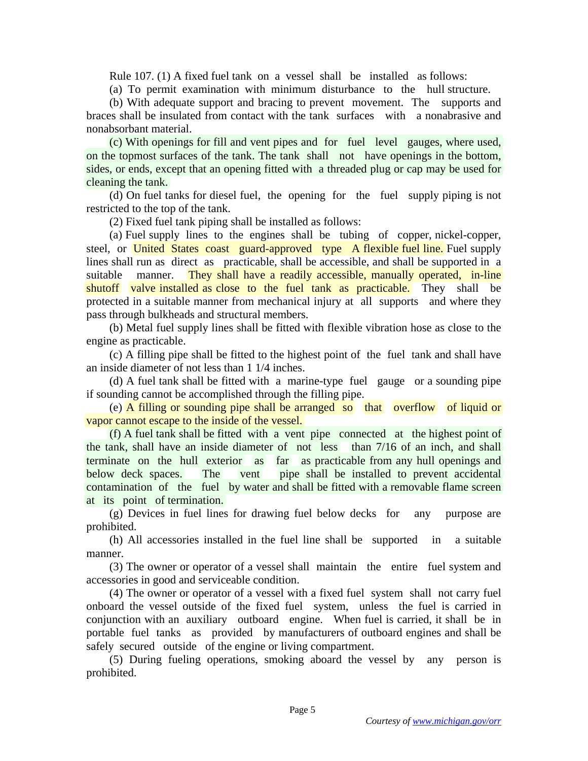Rule 107. (1) A fixed fuel tank on a vessel shall be installed as follows:

(a) To permit examination with minimum disturbance to the hull structure.

(b) With adequate support and bracing to prevent movement. The supports and braces shall be insulated from contact with the tank surfaces with a nonabrasive and nonabsorbant material.

(c) With openings for fill and vent pipes and for fuel level gauges, where used, on the topmost surfaces of the tank. The tank shall not have openings in the bottom, sides, or ends, except that an opening fitted with a threaded plug or cap may be used for cleaning the tank.

(d) On fuel tanks for diesel fuel, the opening for the fuel supply piping is not restricted to the top of the tank.

(2) Fixed fuel tank piping shall be installed as follows:

(a) Fuel supply lines to the engines shall be tubing of copper, nickel-copper, steel, or United States coast guard-approved type A flexible fuel line. Fuel supply lines shall run as direct as practicable, shall be accessible, and shall be supported in a suitable manner. They shall have a readily accessible, manually operated, in-line shutoff valve installed as close to the fuel tank as practicable. They shall be protected in a suitable manner from mechanical injury at all supports and where they pass through bulkheads and structural members.

(b) Metal fuel supply lines shall be fitted with flexible vibration hose as close to the engine as practicable.

(c) A filling pipe shall be fitted to the highest point of the fuel tank and shall have an inside diameter of not less than 1 1/4 inches.

(d) A fuel tank shall be fitted with a marine-type fuel gauge or a sounding pipe if sounding cannot be accomplished through the filling pipe.

(e) A filling or sounding pipe shall be arranged so that overflow of liquid or vapor cannot escape to the inside of the vessel.

(f) A fuel tank shall be fitted with a vent pipe connected at the highest point of the tank, shall have an inside diameter of not less than 7/16 of an inch, and shall terminate on the hull exterior as far as practicable from any hull openings and below deck spaces. The vent pipe shall be installed to prevent accidental contamination of the fuel by water and shall be fitted with a removable flame screen at its point of termination.

(g) Devices in fuel lines for drawing fuel below decks for any purpose are prohibited.

(h) All accessories installed in the fuel line shall be supported in a suitable manner.

(3) The owner or operator of a vessel shall maintain the entire fuel system and accessories in good and serviceable condition.

(4) The owner or operator of a vessel with a fixed fuel system shall not carry fuel onboard the vessel outside of the fixed fuel system, unless the fuel is carried in conjunction with an auxiliary outboard engine. When fuel is carried, it shall be in portable fuel tanks as provided by manufacturers of outboard engines and shall be safely secured outside of the engine or living compartment.

(5) During fueling operations, smoking aboard the vessel by any person is prohibited.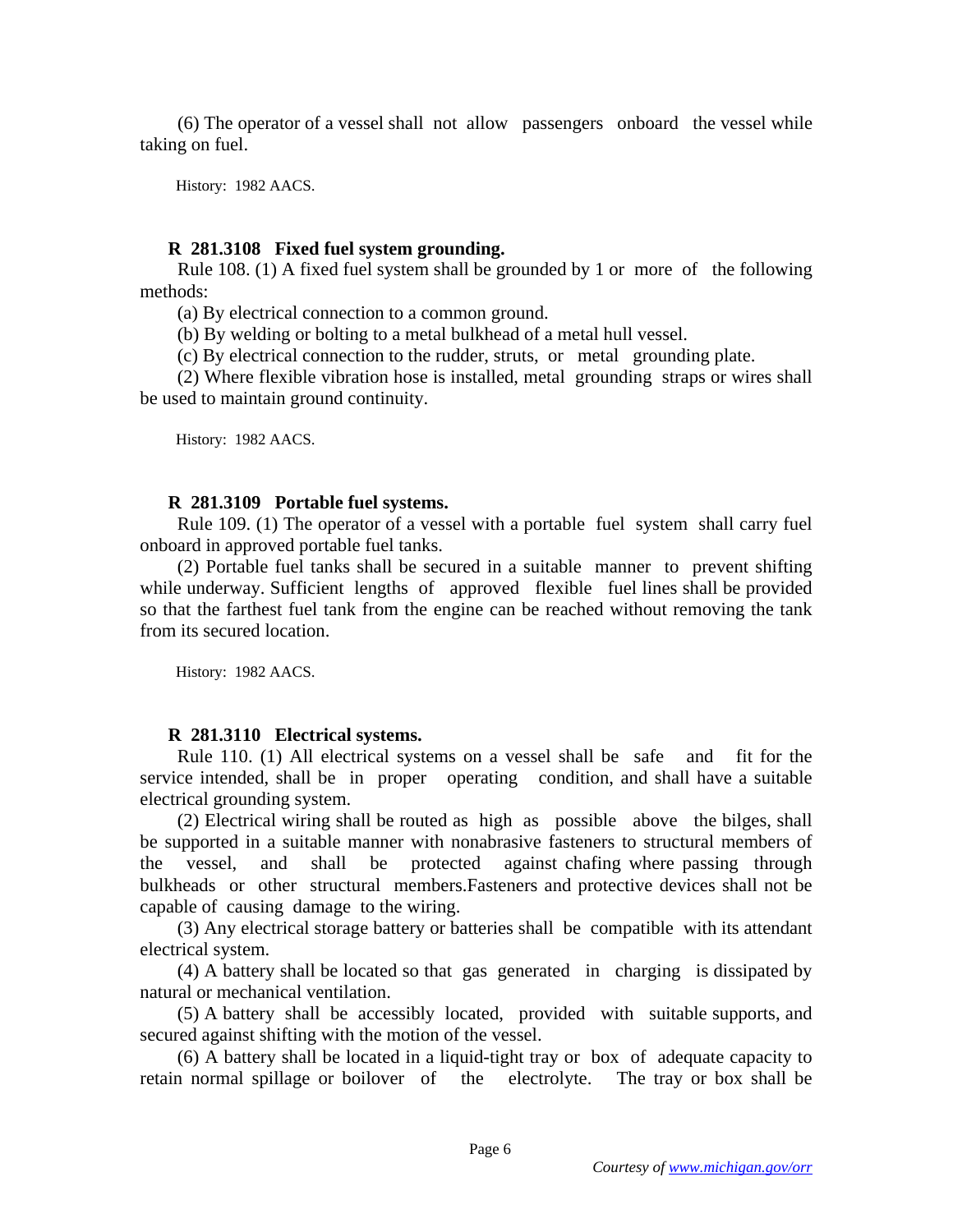(6) The operator of a vessel shall not allow passengers onboard the vessel while taking on fuel.

History: 1982 AACS.

**R 281.3108 Fixed fuel system grounding.**

Rule 108. (1) A fixed fuel system shall be grounded by 1 or more of the following methods:

(a) By electrical connection to a common ground.

(b) By welding or bolting to a metal bulkhead of a metal hull vessel.

(c) By electrical connection to the rudder, struts, or metal grounding plate.

(2) Where flexible vibration hose is installed, metal grounding straps or wires shall be used to maintain ground continuity.

History: 1982 AACS.

**R 281.3109 Portable fuel systems.**

Rule 109. (1) The operator of a vessel with a portable fuel system shall carry fuel onboard in approved portable fuel tanks.

(2) Portable fuel tanks shall be secured in a suitable manner to prevent shifting while underway. Sufficient lengths of approved flexible fuel lines shall be provided so that the farthest fuel tank from the engine can be reached without removing the tank from its secured location.

History: 1982 AACS.

**R 281.3110 Electrical systems.**

Rule 110. (1) All electrical systems on a vessel shall be safe and fit for the service intended, shall be in proper operating condition, and shall have a suitable electrical grounding system.

(2) Electrical wiring shall be routed as high as possible above the bilges, shall be supported in a suitable manner with nonabrasive fasteners to structural members of the vessel, and shall be protected against chafing where passing through bulkheads or other structural members.Fasteners and protective devices shall not be capable of causing damage to the wiring.

(3) Any electrical storage battery or batteries shall be compatible with its attendant electrical system.

(4) A battery shall be located so that gas generated in charging is dissipated by natural or mechanical ventilation.

(5) A battery shall be accessibly located, provided with suitable supports, and secured against shifting with the motion of the vessel.

(6) A battery shall be located in a liquid-tight tray or box of adequate capacity to retain normal spillage or boilover of the electrolyte. The tray or box shall be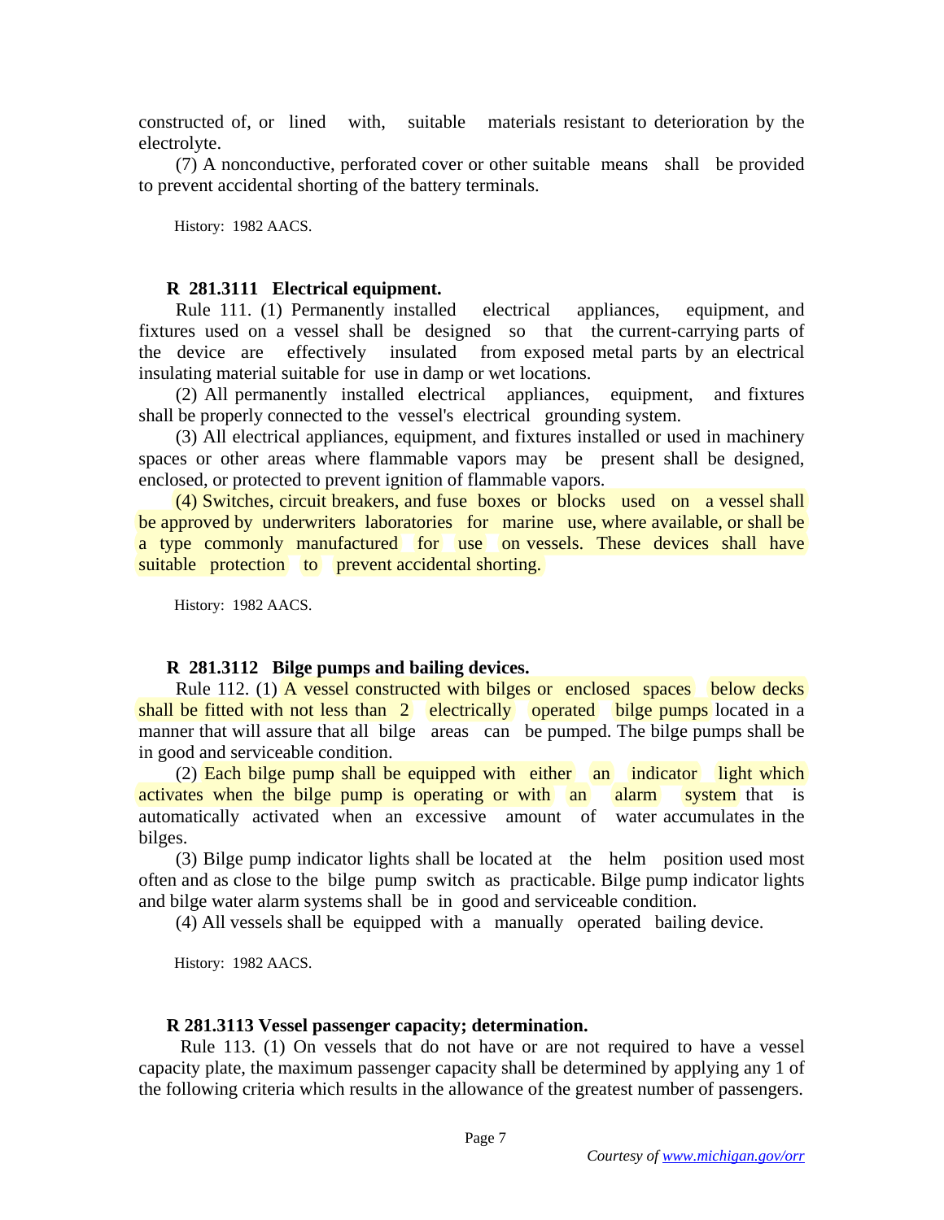constructed of, or lined with, suitable materials resistant to deterioration by the electrolyte.

(7) A nonconductive, perforated cover or other suitable means shall be provided to prevent accidental shorting of the battery terminals.

History: 1982 AACS.

**R 281.3111 Electrical equipment.**

Rule 111. (1) Permanently installed electrical appliances, equipment, and fixtures used on a vessel shall be designed so that the current-carrying parts of the device are effectively insulated from exposed metal parts by an electrical insulating material suitable for use in damp or wet locations.

(2) All permanently installed electrical appliances, equipment, and fixtures shall be properly connected to the vessel's electrical grounding system.

(3) All electrical appliances, equipment, and fixtures installed or used in machinery spaces or other areas where flammable vapors may be present shall be designed, enclosed, or protected to prevent ignition of flammable vapors.

(4) Switches, circuit breakers, and fuse boxes or blocks used on a vessel shall be approved by underwriters laboratories for marine use, where available, or shall be a type commonly manufactured for use on vessels. These devices shall have suitable protection to prevent accidental shorting.

History: 1982 AACS.

**R 281.3112 Bilge pumps and bailing devices.**

Rule 112. (1) A vessel constructed with bilges or enclosed spaces below decks shall be fitted with not less than 2 electrically operated bilge pumps located in a manner that will assure that all bilge areas can be pumped. The bilge pumps shall be in good and serviceable condition.

(2) Each bilge pump shall be equipped with either an indicator light which activates when the bilge pump is operating or with an alarm system that is automatically activated when an excessive amount of water accumulates in the bilges.

(3) Bilge pump indicator lights shall be located at the helm position used most often and as close to the bilge pump switch as practicable. Bilge pump indicator lights and bilge water alarm systems shall be in good and serviceable condition.

(4) All vessels shall be equipped with a manually operated bailing device.

History: 1982 AACS.

**R 281.3113 Vessel passenger capacity; determination.**

Rule 113. (1) On vessels that do not have or are not required to have a vessel capacity plate, the maximum passenger capacity shall be determined by applying any 1 of the following criteria which results in the allowance of the greatest number of passengers.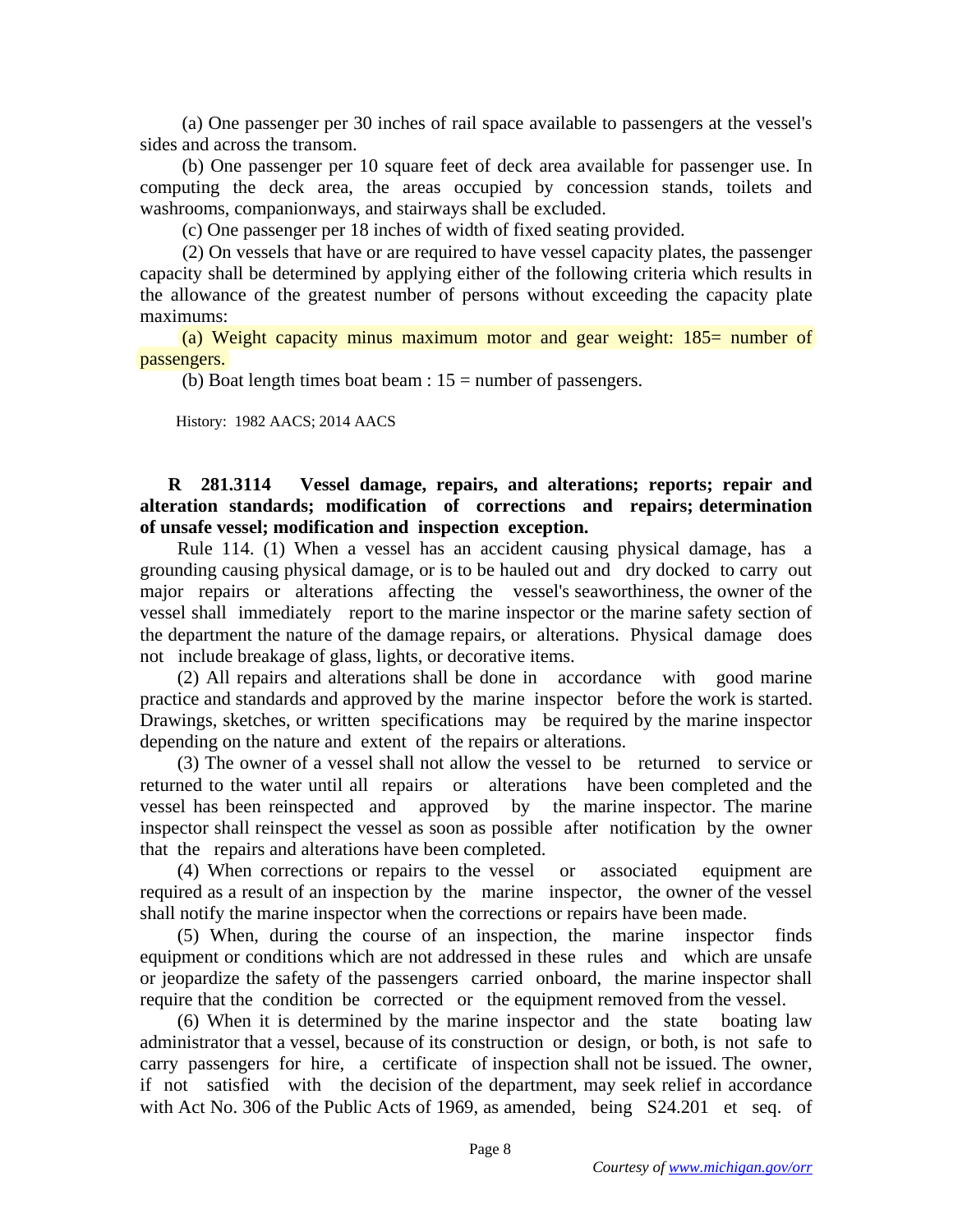(a) One passenger per 30 inches of rail space available to passengers at the vessel's sides and across the transom.

(b) One passenger per 10 square feet of deck area available for passenger use. In computing the deck area, the areas occupied by concession stands, toilets and washrooms, companionways, and stairways shall be excluded.

(c) One passenger per 18 inches of width of fixed seating provided.

(2) On vessels that have or are required to have vessel capacity plates, the passenger capacity shall be determined by applying either of the following criteria which results in the allowance of the greatest number of persons without exceeding the capacity plate maximums:

(a) Weight capacity minus maximum motor and gear weight: 185= number of passengers.

(b) Boat length times boat beam : 15 = number of passengers.

History: 1982 AACS; 2014 AACS

**R 281.3114 Vessel damage, repairs, and alterations; reports; repair and alteration standards; modification of corrections and repairs; determination of unsafe vessel; modification and inspection exception.**

Rule 114. (1) When a vessel has an accident causing physical damage, has a grounding causing physical damage, or is to be hauled out and dry docked to carry out major repairs or alterations affecting the vessel's seaworthiness, the owner of the vessel shall immediately report to the marine inspector or the marine safety section of the department the nature of the damage repairs, or alterations. Physical damage does not include breakage of glass, lights, or decorative items.

(2) All repairs and alterations shall be done in accordance with good marine practice and standards and approved by the marine inspector before the work is started. Drawings, sketches, or written specifications may be required by the marine inspector depending on the nature and extent of the repairs or alterations.

(3) The owner of a vessel shall not allow the vessel to be returned to service or returned to the water until all repairs or alterations have been completed and the vessel has been reinspected and approved by the marine inspector. The marine inspector shall reinspect the vessel as soon as possible after notification by the owner that the repairs and alterations have been completed.

(4) When corrections or repairs to the vessel or associated equipment are required as a result of an inspection by the marine inspector, the owner of the vessel shall notify the marine inspector when the corrections or repairs have been made.

(5) When, during the course of an inspection, the marine inspector finds equipment or conditions which are not addressed in these rules and which are unsafe or jeopardize the safety of the passengers carried onboard, the marine inspector shall require that the condition be corrected or the equipment removed from the vessel.

(6) When it is determined by the marine inspector and the state boating law administrator that a vessel, because of its construction or design, or both, is not safe to carry passengers for hire, a certificate of inspection shall not be issued. The owner, if not satisfied with the decision of the department, may seek relief in accordance with Act No. 306 of the Public Acts of 1969, as amended, being S24.201 et seq. of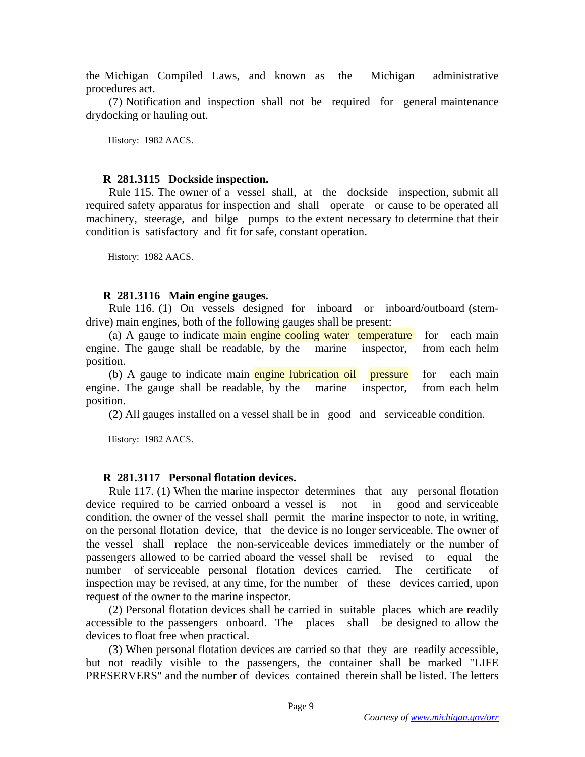the Michigan Compiled Laws, and known as the Michigan administrative procedures act.

(7) Notification and inspection shall not be required for general maintenance drydocking or hauling out.

History: 1982 AACS.

### R 281.3115 Dockside inspection.

Rule 115. The owner of a vessel shall, at the dockside inspection, submit all required safety apparatus for inspection and shall operate or cause to be operated all machinery, steerage, and bilge pumps to the extent necessary to determine that their condition is satisfactory and fit for safe, constant operation.

History: 1982 AACS.

### R 281.3116 Main engine gauges.

Rule 116. (1) On vessels designed for inboard or inboard/outboard (stern-drive) main engines, both of the following gauges shall be present:

(a) A gauge to indicate main engine cooling water temperature for each main engine. The gauge shall be readable, by the marine inspector, from each helm position.

(b) A gauge to indicate main engine lubrication oil pressure for each main engine. The gauge shall be readable, by the marine inspector, from each helm position.

(2) All gauges installed on a vessel shall be in good and serviceable condition.

History: 1982 AACS.

### R 281.3117 Personal flotation devices.

Rule 117. (1) When the marine inspector determines that any personal flotation device required to be carried onboard a vessel is not in good and serviceable condition, the owner of the vessel shall permit the marine inspector to note, in writing, on the personal flotation device, that the device is no longer serviceable. The owner of the vessel shall replace the non-serviceable devices immediately or the number of passengers allowed to be carried aboard the vessel shall be revised to equal the number of serviceable personal flotation devices carried. The certificate of inspection may be revised, at any time, for the number of these devices carried, upon request of the owner to the marine inspector.

(2) Personal flotation devices shall be carried in suitable places which are readily accessible to the passengers onboard. The places shall be designed to allow the devices to float free when practical.

(3) When personal flotation devices are carried so that they are readily accessible, but not readily visible to the passengers, the container shall be marked "LIFE PRESERVERS" and the number of devices contained therein shall be listed. The letters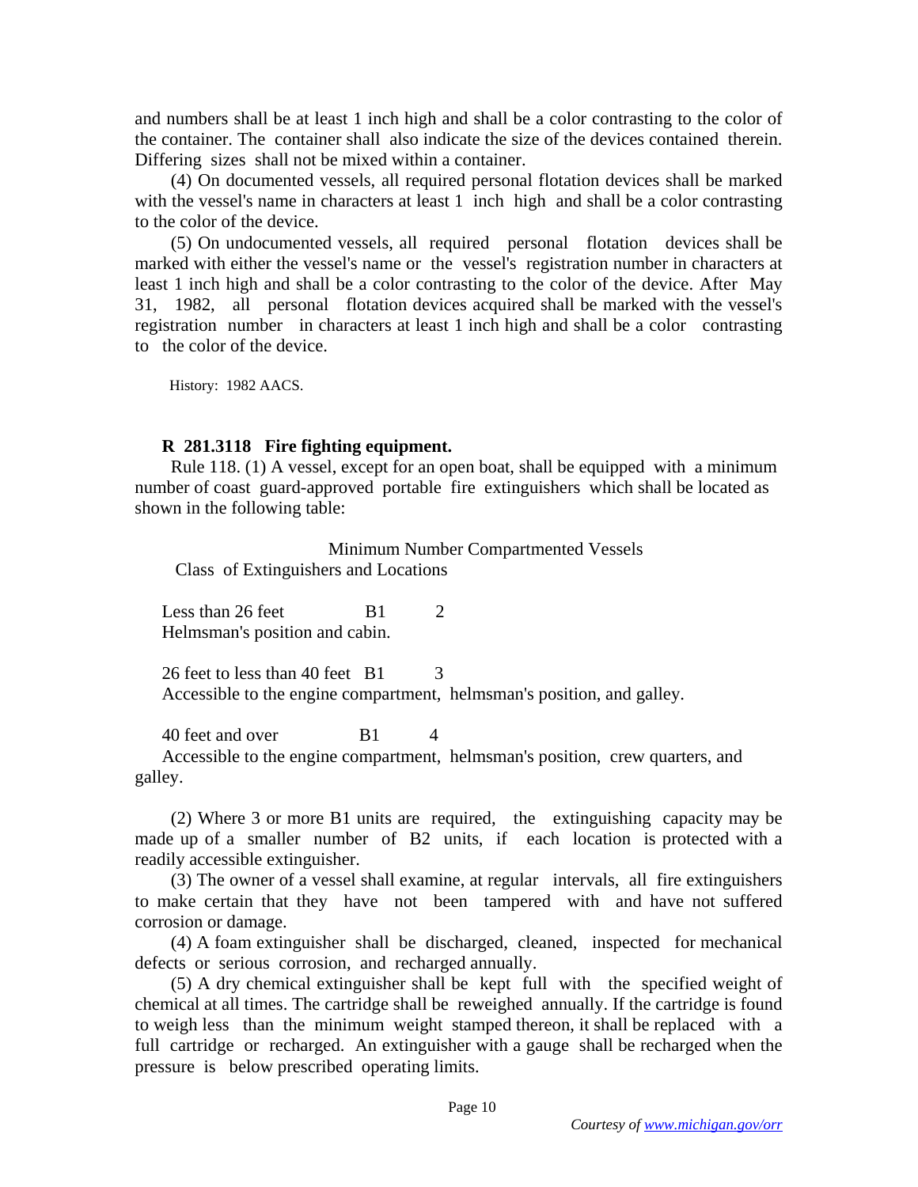and numbers shall be at least 1 inch high and shall be a color contrasting to the color of the container. The container shall also indicate the size of the devices contained therein. Differing sizes shall not be mixed within a container.

(4) On documented vessels, all required personal flotation devices shall be marked with the vessel's name in characters at least 1 inch high and shall be a color contrasting to the color of the device.

(5) On undocumented vessels, all required personal flotation devices shall be marked with either the vessel's name or the vessel's registration number in characters at least 1 inch high and shall be a color contrasting to the color of the device. After May 31, 1982, all personal flotation devices acquired shall be marked with the vessel's registration number in characters at least 1 inch high and shall be a color contrasting to the color of the device.

History: 1982 AACS.

## R 281.3118 Fire fighting equipment.

Rule 118. (1) A vessel, except for an open boat, shall be equipped with a minimum number of coast guard-approved portable fire extinguishers which shall be located as shown in the following table:

| | Class of Extinguishers | Minimum Number | Compartmented Vessels and Locations |
|---|---|---|---|
| Less than 26 feet | B1 | 2 | Helmsman's position and cabin. |
| 26 feet to less than 40 feet | B1 | 3 | Accessible to the engine compartment, helmsman's position, and galley. |
| 40 feet and over | B1 | 4 | Accessible to the engine compartment, helmsman's position, crew quarters, and galley. |

(2) Where 3 or more B1 units are required, the extinguishing capacity may be made up of a smaller number of B2 units, if each location is protected with a readily accessible extinguisher.

(3) The owner of a vessel shall examine, at regular intervals, all fire extinguishers to make certain that they have not been tampered with and have not suffered corrosion or damage.

(4) A foam extinguisher shall be discharged, cleaned, inspected for mechanical defects or serious corrosion, and recharged annually.

(5) A dry chemical extinguisher shall be kept full with the specified weight of chemical at all times. The cartridge shall be reweighed annually. If the cartridge is found to weigh less than the minimum weight stamped thereon, it shall be replaced with a full cartridge or recharged. An extinguisher with a gauge shall be recharged when the pressure is below prescribed operating limits.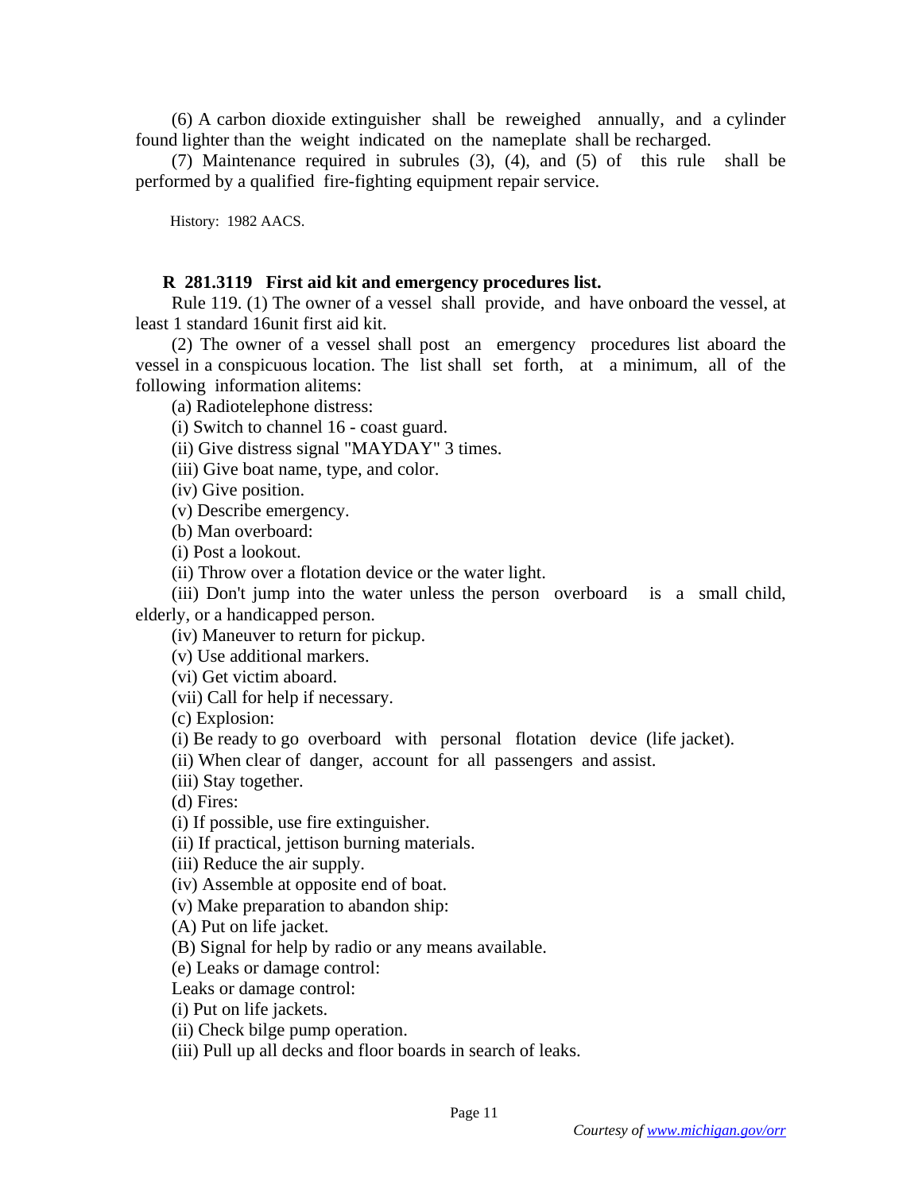(6) A carbon dioxide extinguisher shall be reweighed annually, and a cylinder found lighter than the weight indicated on the nameplate shall be recharged.

(7) Maintenance required in subrules (3), (4), and (5) of this rule shall be performed by a qualified fire-fighting equipment repair service.

History: 1982 AACS.

**R 281.3119 First aid kit and emergency procedures list.**

Rule 119. (1) The owner of a vessel shall provide, and have onboard the vessel, at least 1 standard 16unit first aid kit.

(2) The owner of a vessel shall post an emergency procedures list aboard the vessel in a conspicuous location. The list shall set forth, at a minimum, all of the following information alitems:

(a) Radiotelephone distress:

(i) Switch to channel 16 - coast guard.

(ii) Give distress signal "MAYDAY" 3 times.

(iii) Give boat name, type, and color.

(iv) Give position.

(v) Describe emergency.

(b) Man overboard:

(i) Post a lookout.

(ii) Throw over a flotation device or the water light.

(iii) Don't jump into the water unless the person overboard is a small child, elderly, or a handicapped person.

(iv) Maneuver to return for pickup.

(v) Use additional markers.

(vi) Get victim aboard.

(vii) Call for help if necessary.

(c) Explosion:

(i) Be ready to go overboard with personal flotation device (life jacket).

(ii) When clear of danger, account for all passengers and assist.

(iii) Stay together.

(d) Fires:

(i) If possible, use fire extinguisher.

(ii) If practical, jettison burning materials.

(iii) Reduce the air supply.

(iv) Assemble at opposite end of boat.

(v) Make preparation to abandon ship:

(A) Put on life jacket.

(B) Signal for help by radio or any means available.

(e) Leaks or damage control:

Leaks or damage control:

(i) Put on life jackets.

(ii) Check bilge pump operation.

(iii) Pull up all decks and floor boards in search of leaks.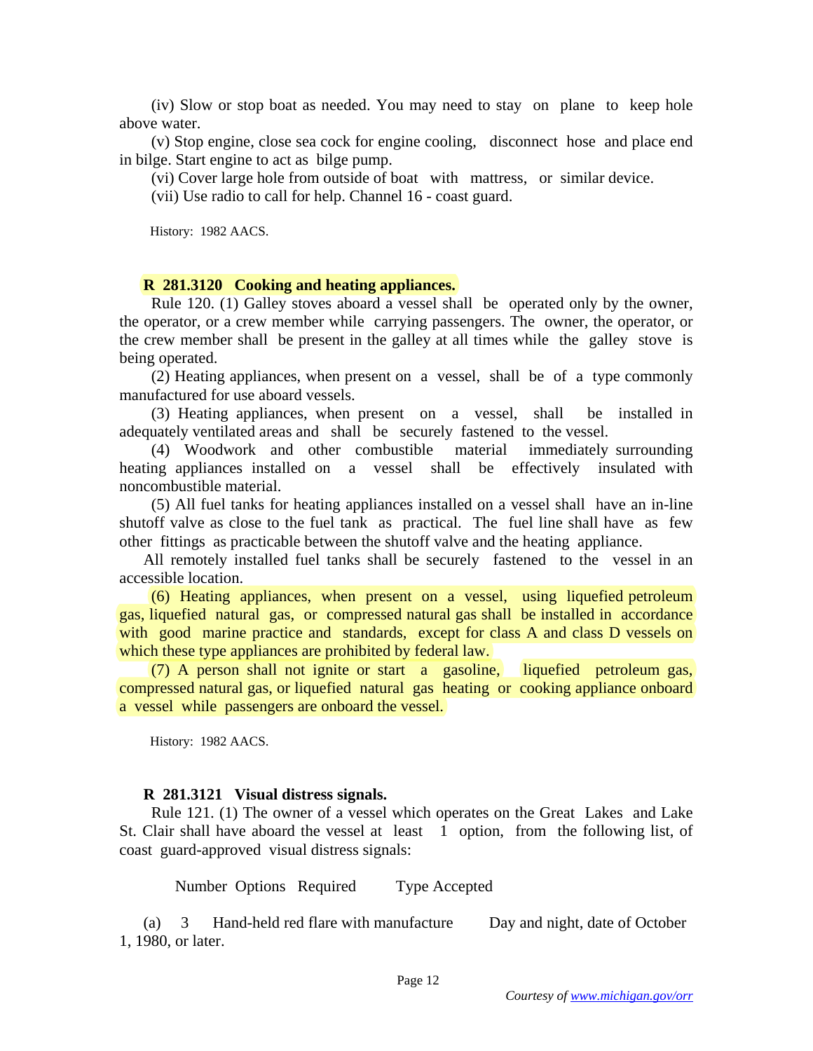(iv) Slow or stop boat as needed. You may need to stay on plane to keep hole above water.

(v) Stop engine, close sea cock for engine cooling, disconnect hose and place end in bilge. Start engine to act as bilge pump.

(vi) Cover large hole from outside of boat with mattress, or similar device.

(vii) Use radio to call for help. Channel 16 - coast guard.

History: 1982 AACS.

**R 281.3120 Cooking and heating appliances.**

Rule 120. (1) Galley stoves aboard a vessel shall be operated only by the owner, the operator, or a crew member while carrying passengers. The owner, the operator, or the crew member shall be present in the galley at all times while the galley stove is being operated.

(2) Heating appliances, when present on a vessel, shall be of a type commonly manufactured for use aboard vessels.

(3) Heating appliances, when present on a vessel, shall be installed in adequately ventilated areas and shall be securely fastened to the vessel.

(4) Woodwork and other combustible material immediately surrounding heating appliances installed on a vessel shall be effectively insulated with noncombustible material.

(5) All fuel tanks for heating appliances installed on a vessel shall have an in-line shutoff valve as close to the fuel tank as practical. The fuel line shall have as few other fittings as practicable between the shutoff valve and the heating appliance.

All remotely installed fuel tanks shall be securely fastened to the vessel in an accessible location.

(6) Heating appliances, when present on a vessel, using liquefied petroleum gas, liquefied natural gas, or compressed natural gas shall be installed in accordance with good marine practice and standards, except for class A and class D vessels on which these type appliances are prohibited by federal law.

(7) A person shall not ignite or start a gasoline, liquefied petroleum gas, compressed natural gas, or liquefied natural gas heating or cooking appliance onboard a vessel while passengers are onboard the vessel.

History: 1982 AACS.

**R 281.3121 Visual distress signals.**

Rule 121. (1) The owner of a vessel which operates on the Great Lakes and Lake St. Clair shall have aboard the vessel at least 1 option, from the following list, of coast guard-approved visual distress signals:

| Number Options | Required | Type | Accepted |
|---|---|---|---|
| (a) | 3 | Hand-held red flare with manufacture date of October 1, 1980, or later. | Day and night |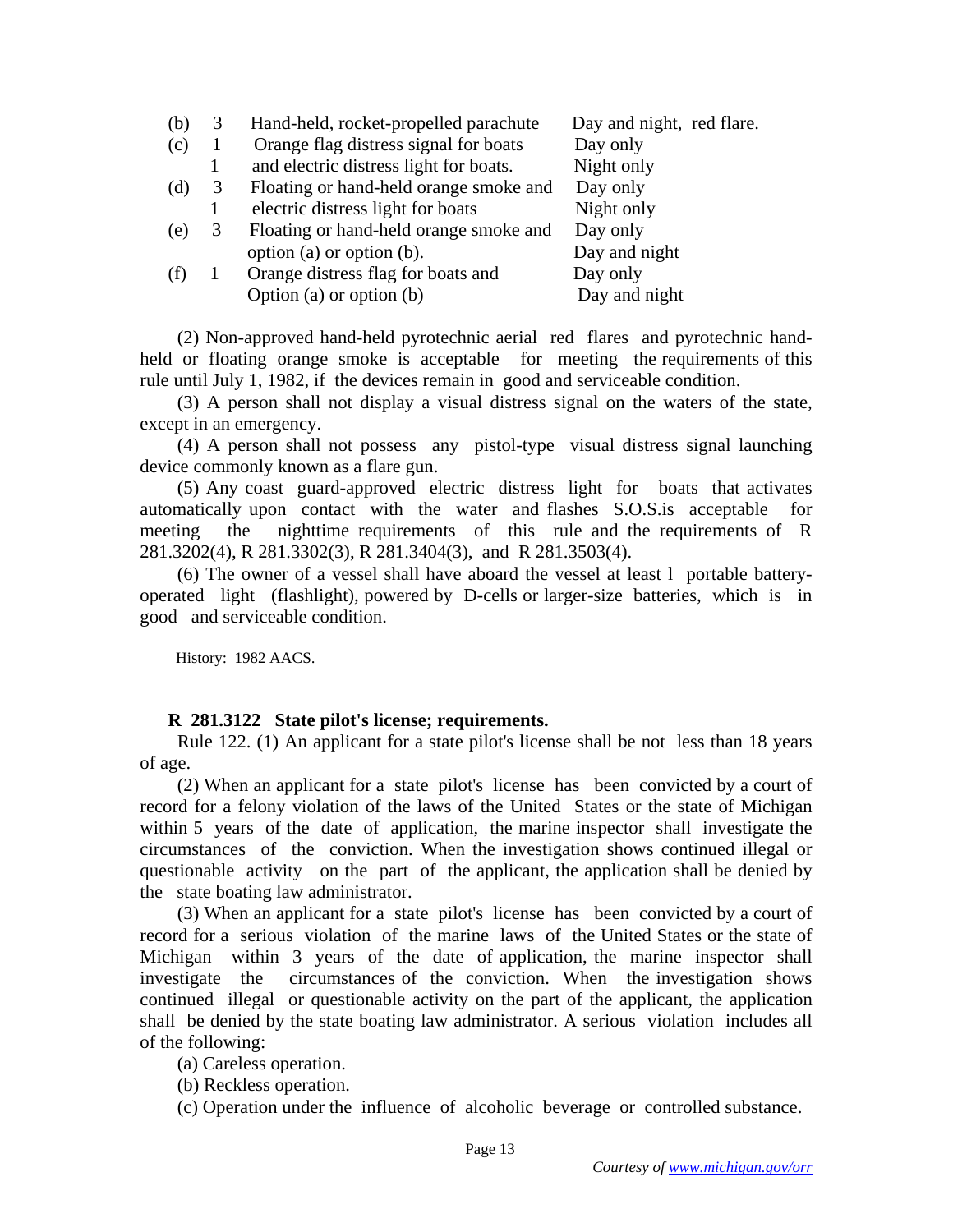| (b) | 3 | Hand-held, rocket-propelled parachute | Day and night, red flare. |
|---|---|---|---|
| (c) | 1 | Orange flag distress signal for boats | Day only |
| | 1 | and electric distress light for boats. | Night only |
| (d) | 3 | Floating or hand-held orange smoke and | Day only |
| | 1 | electric distress light for boats | Night only |
| (e) | 3 | Floating or hand-held orange smoke and | Day only |
| | | option (a) or option (b). | Day and night |
| (f) | 1 | Orange distress flag for boats and | Day only |
| | | Option (a) or option (b) | Day and night |

(2) Non-approved hand-held pyrotechnic aerial red flares and pyrotechnic hand-held or floating orange smoke is acceptable for meeting the requirements of this rule until July 1, 1982, if the devices remain in good and serviceable condition.

(3) A person shall not display a visual distress signal on the waters of the state, except in an emergency.

(4) A person shall not possess any pistol-type visual distress signal launching device commonly known as a flare gun.

(5) Any coast guard-approved electric distress light for boats that activates automatically upon contact with the water and flashes S.O.S.is acceptable for meeting the nighttime requirements of this rule and the requirements of R 281.3202(4), R 281.3302(3), R 281.3404(3), and R 281.3503(4).

(6) The owner of a vessel shall have aboard the vessel at least l portable battery-operated light (flashlight), powered by D-cells or larger-size batteries, which is in good and serviceable condition.

History: 1982 AACS.

**R 281.3122 State pilot's license; requirements.**

Rule 122. (1) An applicant for a state pilot's license shall be not less than 18 years of age.

(2) When an applicant for a state pilot's license has been convicted by a court of record for a felony violation of the laws of the United States or the state of Michigan within 5 years of the date of application, the marine inspector shall investigate the circumstances of the conviction. When the investigation shows continued illegal or questionable activity on the part of the applicant, the application shall be denied by the state boating law administrator.

(3) When an applicant for a state pilot's license has been convicted by a court of record for a serious violation of the marine laws of the United States or the state of Michigan within 3 years of the date of application, the marine inspector shall investigate the circumstances of the conviction. When the investigation shows continued illegal or questionable activity on the part of the applicant, the application shall be denied by the state boating law administrator. A serious violation includes all of the following:

(a) Careless operation.

(b) Reckless operation.

(c) Operation under the influence of alcoholic beverage or controlled substance.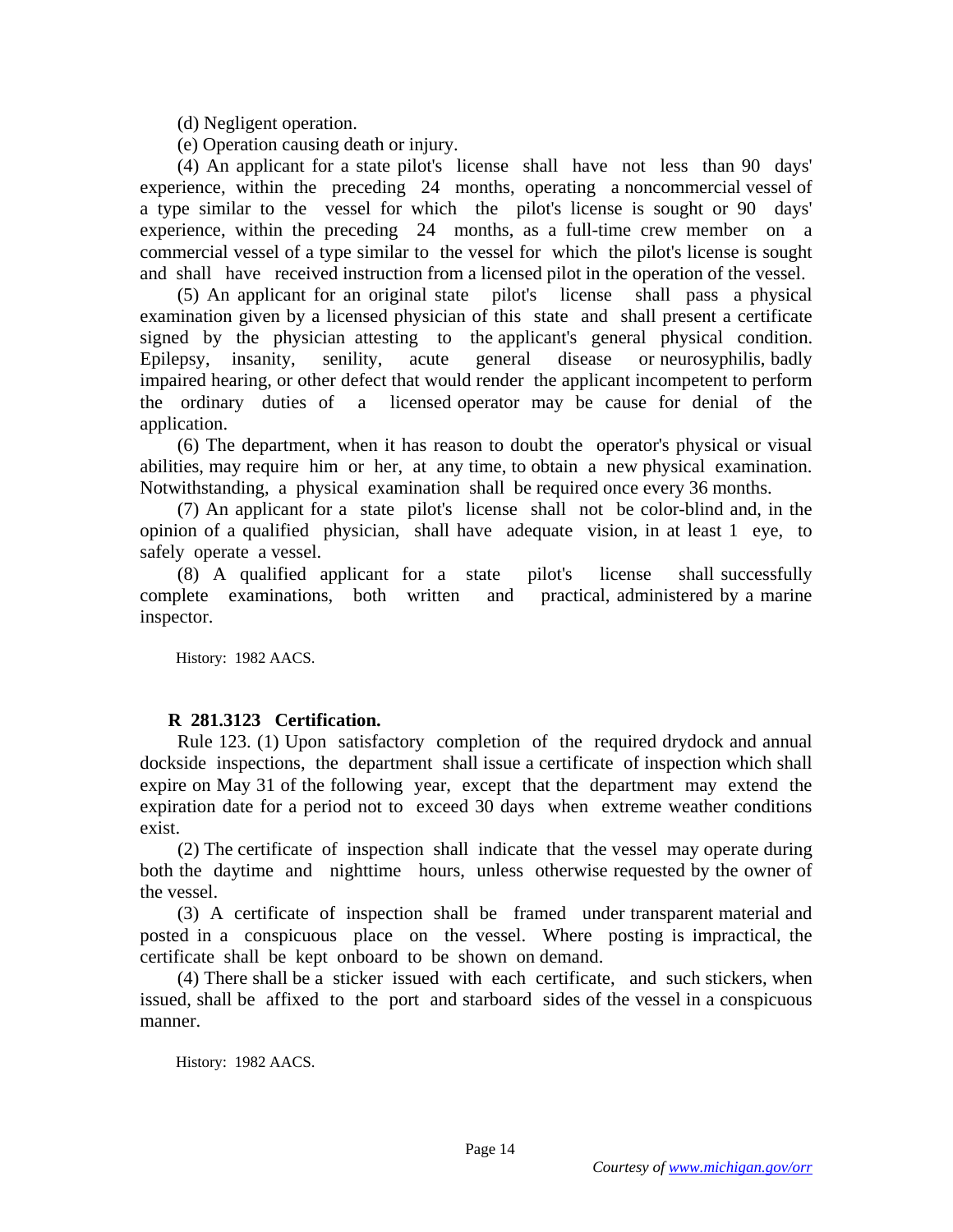(d) Negligent operation.

(e) Operation causing death or injury.

(4) An applicant for a state pilot's license shall have not less than 90 days' experience, within the preceding 24 months, operating a noncommercial vessel of a type similar to the vessel for which the pilot's license is sought or 90 days' experience, within the preceding 24 months, as a full-time crew member on a commercial vessel of a type similar to the vessel for which the pilot's license is sought and shall have received instruction from a licensed pilot in the operation of the vessel.

(5) An applicant for an original state pilot's license shall pass a physical examination given by a licensed physician of this state and shall present a certificate signed by the physician attesting to the applicant's general physical condition. Epilepsy, insanity, senility, acute general disease or neurosyphilis, badly impaired hearing, or other defect that would render the applicant incompetent to perform the ordinary duties of a licensed operator may be cause for denial of the application.

(6) The department, when it has reason to doubt the operator's physical or visual abilities, may require him or her, at any time, to obtain a new physical examination. Notwithstanding, a physical examination shall be required once every 36 months.

(7) An applicant for a state pilot's license shall not be color-blind and, in the opinion of a qualified physician, shall have adequate vision, in at least 1 eye, to safely operate a vessel.

(8) A qualified applicant for a state pilot's license shall successfully complete examinations, both written and practical, administered by a marine inspector.

History: 1982 AACS.

**R 281.3123 Certification.**

Rule 123. (1) Upon satisfactory completion of the required drydock and annual dockside inspections, the department shall issue a certificate of inspection which shall expire on May 31 of the following year, except that the department may extend the expiration date for a period not to exceed 30 days when extreme weather conditions exist.

(2) The certificate of inspection shall indicate that the vessel may operate during both the daytime and nighttime hours, unless otherwise requested by the owner of the vessel.

(3) A certificate of inspection shall be framed under transparent material and posted in a conspicuous place on the vessel. Where posting is impractical, the certificate shall be kept onboard to be shown on demand.

(4) There shall be a sticker issued with each certificate, and such stickers, when issued, shall be affixed to the port and starboard sides of the vessel in a conspicuous manner.

History: 1982 AACS.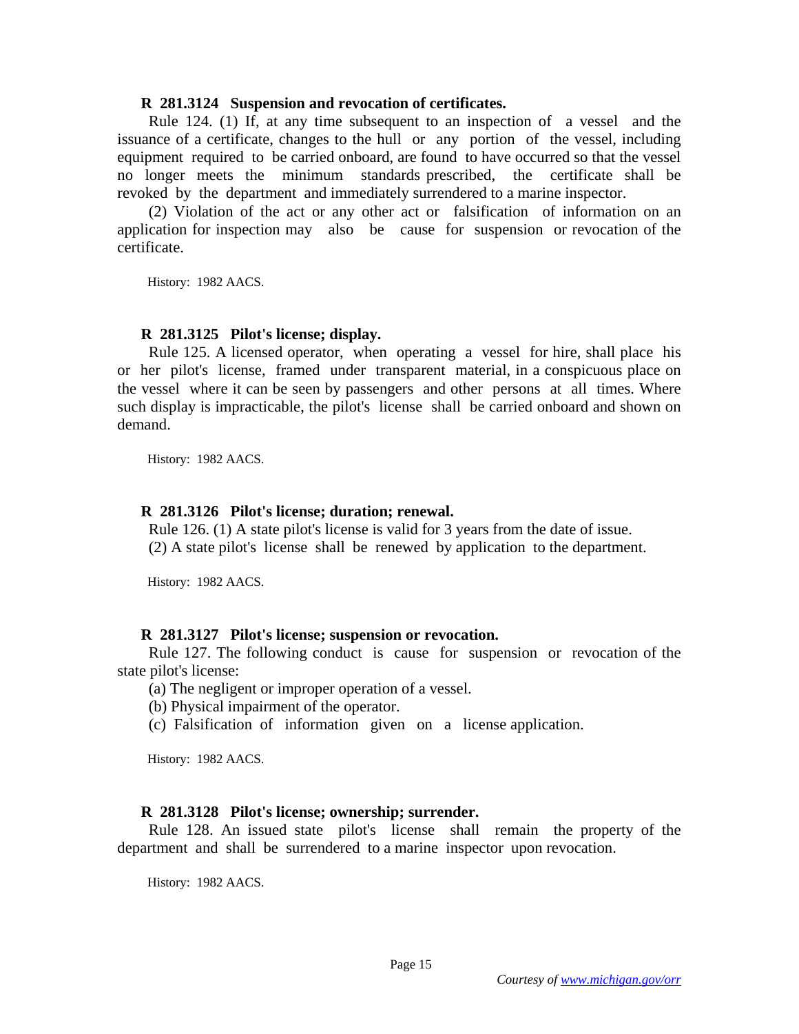**R 281.3124 Suspension and revocation of certificates.**

Rule 124. (1) If, at any time subsequent to an inspection of a vessel and the issuance of a certificate, changes to the hull or any portion of the vessel, including equipment required to be carried onboard, are found to have occurred so that the vessel no longer meets the minimum standards prescribed, the certificate shall be revoked by the department and immediately surrendered to a marine inspector.

(2) Violation of the act or any other act or falsification of information on an application for inspection may also be cause for suspension or revocation of the certificate.

History: 1982 AACS.

**R 281.3125 Pilot's license; display.**

Rule 125. A licensed operator, when operating a vessel for hire, shall place his or her pilot's license, framed under transparent material, in a conspicuous place on the vessel where it can be seen by passengers and other persons at all times. Where such display is impracticable, the pilot's license shall be carried onboard and shown on demand.

History: 1982 AACS.

**R 281.3126 Pilot's license; duration; renewal.**

Rule 126. (1) A state pilot's license is valid for 3 years from the date of issue.

(2) A state pilot's license shall be renewed by application to the department.

History: 1982 AACS.

**R 281.3127 Pilot's license; suspension or revocation.**

Rule 127. The following conduct is cause for suspension or revocation of the state pilot's license:

(a) The negligent or improper operation of a vessel.

(b) Physical impairment of the operator.

(c) Falsification of information given on a license application.

History: 1982 AACS.

**R 281.3128 Pilot's license; ownership; surrender.**

Rule 128. An issued state pilot's license shall remain the property of the department and shall be surrendered to a marine inspector upon revocation.

History: 1982 AACS.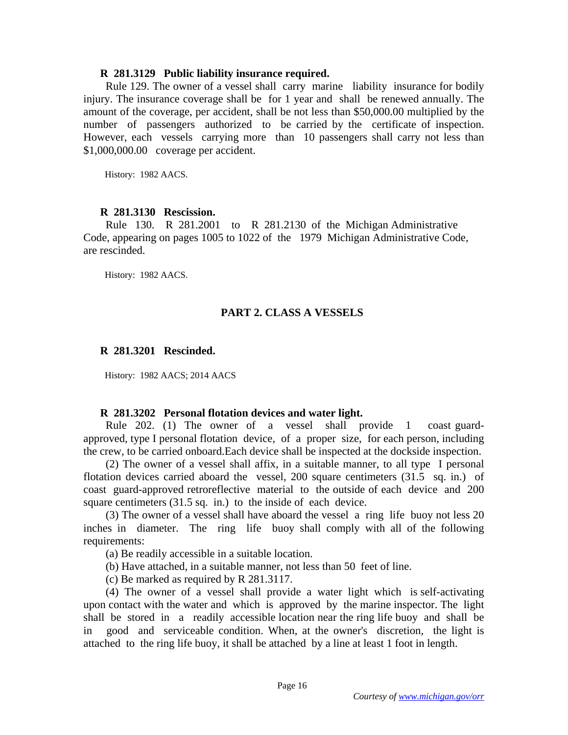**R 281.3129 Public liability insurance required.**

Rule 129. The owner of a vessel shall carry marine liability insurance for bodily injury. The insurance coverage shall be for 1 year and shall be renewed annually. The amount of the coverage, per accident, shall be not less than $50,000.00 multiplied by the number of passengers authorized to be carried by the certificate of inspection. However, each vessels carrying more than 10 passengers shall carry not less than $1,000,000.00 coverage per accident.

History: 1982 AACS.

**R 281.3130 Rescission.**

Rule 130. R 281.2001 to R 281.2130 of the Michigan Administrative Code, appearing on pages 1005 to 1022 of the 1979 Michigan Administrative Code, are rescinded.

History: 1982 AACS.

## PART 2. CLASS A VESSELS

**R 281.3201 Rescinded.**

History: 1982 AACS; 2014 AACS

**R 281.3202 Personal flotation devices and water light.**

Rule 202. (1) The owner of a vessel shall provide 1 coast guard-approved, type I personal flotation device, of a proper size, for each person, including the crew, to be carried onboard.Each device shall be inspected at the dockside inspection.

(2) The owner of a vessel shall affix, in a suitable manner, to all type I personal flotation devices carried aboard the vessel, 200 square centimeters (31.5 sq. in.) of coast guard-approved retroreflective material to the outside of each device and 200 square centimeters (31.5 sq. in.) to the inside of each device.

(3) The owner of a vessel shall have aboard the vessel a ring life buoy not less 20 inches in diameter. The ring life buoy shall comply with all of the following requirements:

(a) Be readily accessible in a suitable location.

(b) Have attached, in a suitable manner, not less than 50 feet of line.

(c) Be marked as required by R 281.3117.

(4) The owner of a vessel shall provide a water light which is self-activating upon contact with the water and which is approved by the marine inspector. The light shall be stored in a readily accessible location near the ring life buoy and shall be in good and serviceable condition. When, at the owner's discretion, the light is attached to the ring life buoy, it shall be attached by a line at least 1 foot in length.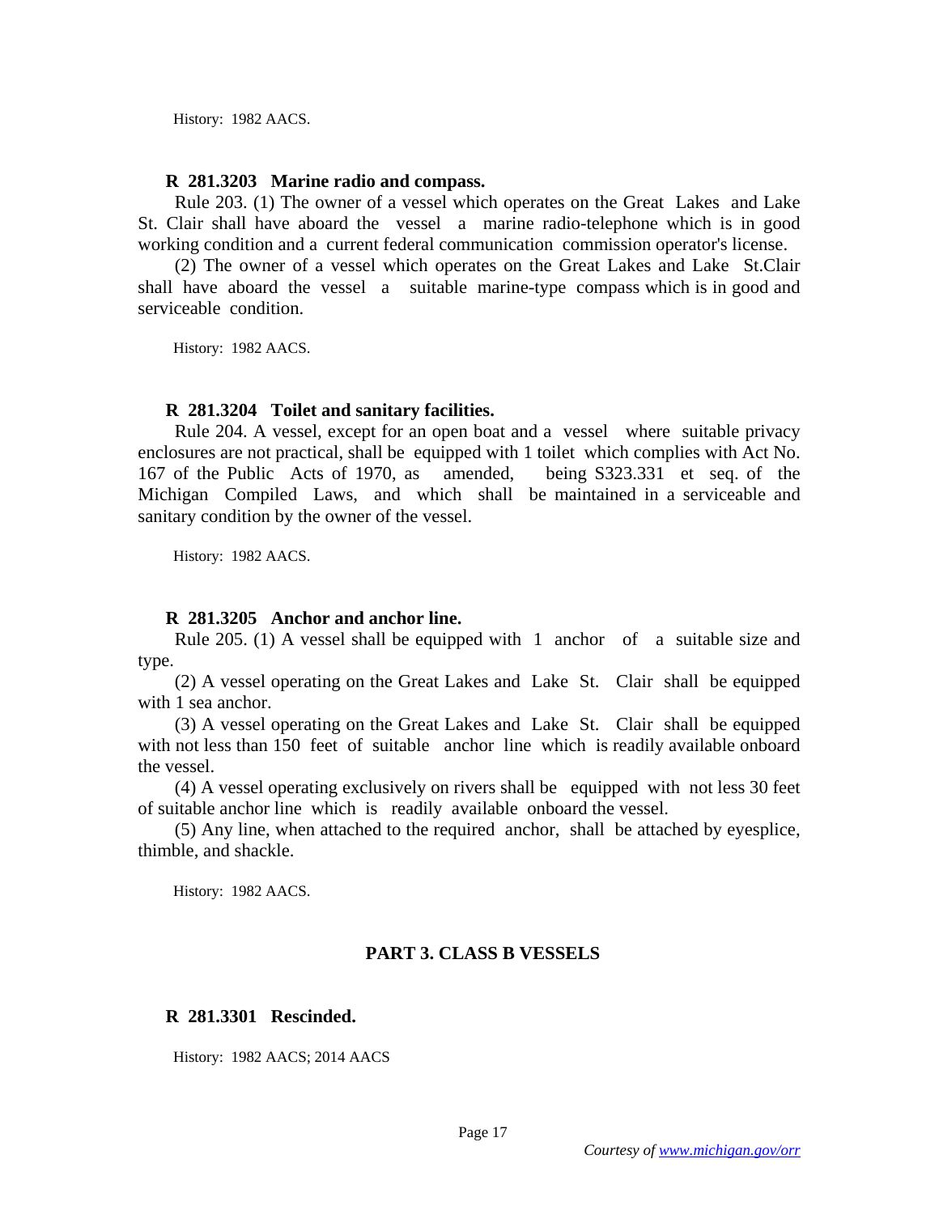History: 1982 AACS.

**R 281.3203 Marine radio and compass.**

Rule 203. (1) The owner of a vessel which operates on the Great Lakes and Lake St. Clair shall have aboard the vessel a marine radio-telephone which is in good working condition and a current federal communication commission operator's license.

(2) The owner of a vessel which operates on the Great Lakes and Lake St.Clair shall have aboard the vessel a suitable marine-type compass which is in good and serviceable condition.

History: 1982 AACS.

**R 281.3204 Toilet and sanitary facilities.**

Rule 204. A vessel, except for an open boat and a vessel where suitable privacy enclosures are not practical, shall be equipped with 1 toilet which complies with Act No. 167 of the Public Acts of 1970, as amended, being S323.331 et seq. of the Michigan Compiled Laws, and which shall be maintained in a serviceable and sanitary condition by the owner of the vessel.

History: 1982 AACS.

**R 281.3205 Anchor and anchor line.**

Rule 205. (1) A vessel shall be equipped with 1 anchor of a suitable size and type.

(2) A vessel operating on the Great Lakes and Lake St. Clair shall be equipped with 1 sea anchor.

(3) A vessel operating on the Great Lakes and Lake St. Clair shall be equipped with not less than 150 feet of suitable anchor line which is readily available onboard the vessel.

(4) A vessel operating exclusively on rivers shall be equipped with not less 30 feet of suitable anchor line which is readily available onboard the vessel.

(5) Any line, when attached to the required anchor, shall be attached by eyesplice, thimble, and shackle.

History: 1982 AACS.

## PART 3. CLASS B VESSELS

**R 281.3301 Rescinded.**

History: 1982 AACS; 2014 AACS

*Courtesy of www.michigan.gov/orr*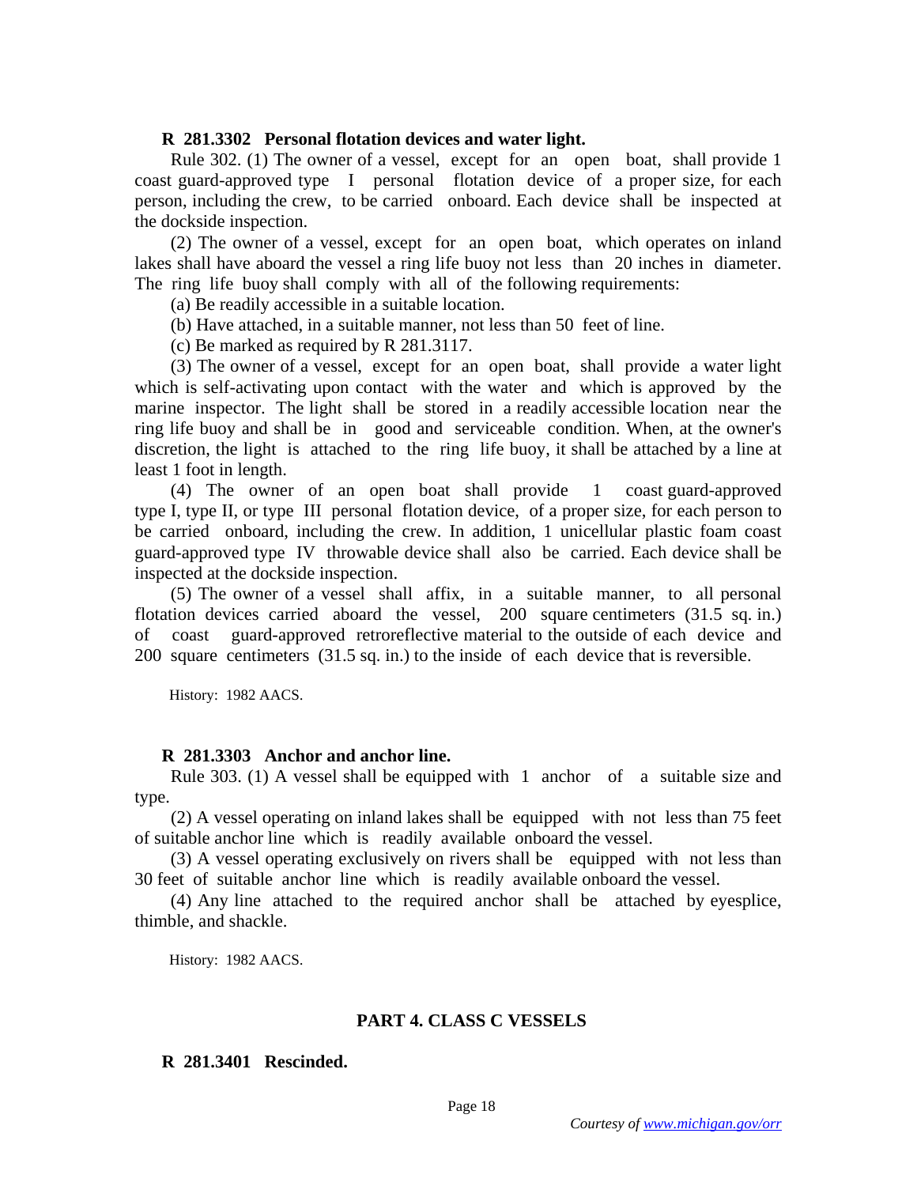**R 281.3302 Personal flotation devices and water light.**

Rule 302. (1) The owner of a vessel, except for an open boat, shall provide 1 coast guard-approved type I personal flotation device of a proper size, for each person, including the crew, to be carried onboard. Each device shall be inspected at the dockside inspection.

(2) The owner of a vessel, except for an open boat, which operates on inland lakes shall have aboard the vessel a ring life buoy not less than 20 inches in diameter. The ring life buoy shall comply with all of the following requirements:

(a) Be readily accessible in a suitable location.

(b) Have attached, in a suitable manner, not less than 50 feet of line.

(c) Be marked as required by R 281.3117.

(3) The owner of a vessel, except for an open boat, shall provide a water light which is self-activating upon contact with the water and which is approved by the marine inspector. The light shall be stored in a readily accessible location near the ring life buoy and shall be in good and serviceable condition. When, at the owner's discretion, the light is attached to the ring life buoy, it shall be attached by a line at least 1 foot in length.

(4) The owner of an open boat shall provide 1 coast guard-approved type I, type II, or type III personal flotation device, of a proper size, for each person to be carried onboard, including the crew. In addition, 1 unicellular plastic foam coast guard-approved type IV throwable device shall also be carried. Each device shall be inspected at the dockside inspection.

(5) The owner of a vessel shall affix, in a suitable manner, to all personal flotation devices carried aboard the vessel, 200 square centimeters (31.5 sq. in.) of coast guard-approved retroreflective material to the outside of each device and 200 square centimeters (31.5 sq. in.) to the inside of each device that is reversible.

History: 1982 AACS.

**R 281.3303 Anchor and anchor line.**

Rule 303. (1) A vessel shall be equipped with 1 anchor of a suitable size and type.

(2) A vessel operating on inland lakes shall be equipped with not less than 75 feet of suitable anchor line which is readily available onboard the vessel.

(3) A vessel operating exclusively on rivers shall be equipped with not less than 30 feet of suitable anchor line which is readily available onboard the vessel.

(4) Any line attached to the required anchor shall be attached by eyesplice, thimble, and shackle.

History: 1982 AACS.

## PART 4. CLASS C VESSELS

**R 281.3401 Rescinded.**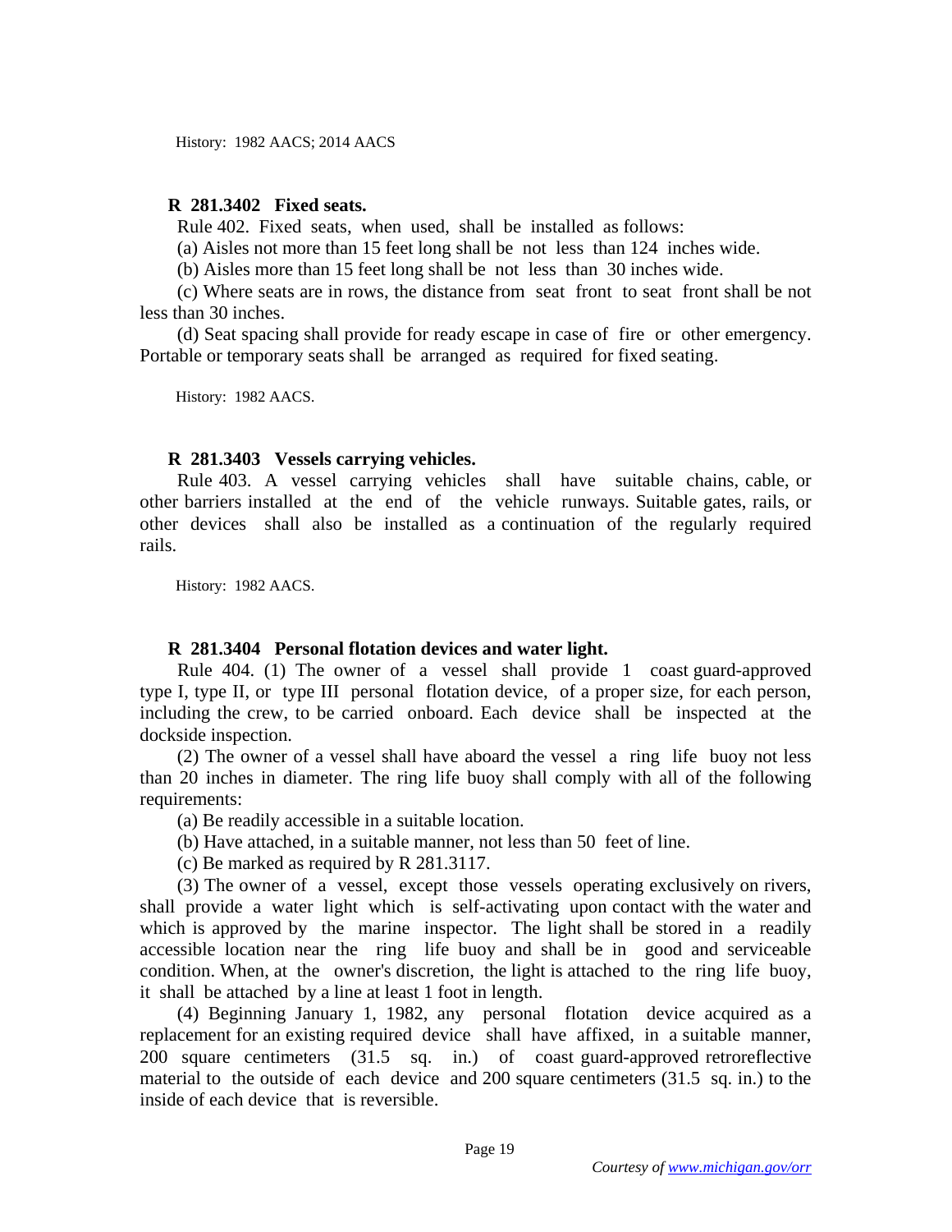History: 1982 AACS; 2014 AACS

**R 281.3402 Fixed seats.**

Rule 402. Fixed seats, when used, shall be installed as follows:

(a) Aisles not more than 15 feet long shall be not less than 124 inches wide.

(b) Aisles more than 15 feet long shall be not less than 30 inches wide.

(c) Where seats are in rows, the distance from seat front to seat front shall be not less than 30 inches.

(d) Seat spacing shall provide for ready escape in case of fire or other emergency. Portable or temporary seats shall be arranged as required for fixed seating.

History: 1982 AACS.

**R 281.3403 Vessels carrying vehicles.**

Rule 403. A vessel carrying vehicles shall have suitable chains, cable, or other barriers installed at the end of the vehicle runways. Suitable gates, rails, or other devices shall also be installed as a continuation of the regularly required rails.

History: 1982 AACS.

**R 281.3404 Personal flotation devices and water light.**

Rule 404. (1) The owner of a vessel shall provide 1 coast guard-approved type I, type II, or type III personal flotation device, of a proper size, for each person, including the crew, to be carried onboard. Each device shall be inspected at the dockside inspection.

(2) The owner of a vessel shall have aboard the vessel a ring life buoy not less than 20 inches in diameter. The ring life buoy shall comply with all of the following requirements:

(a) Be readily accessible in a suitable location.

(b) Have attached, in a suitable manner, not less than 50 feet of line.

(c) Be marked as required by R 281.3117.

(3) The owner of a vessel, except those vessels operating exclusively on rivers, shall provide a water light which is self-activating upon contact with the water and which is approved by the marine inspector. The light shall be stored in a readily accessible location near the ring life buoy and shall be in good and serviceable condition. When, at the owner's discretion, the light is attached to the ring life buoy, it shall be attached by a line at least 1 foot in length.

(4) Beginning January 1, 1982, any personal flotation device acquired as a replacement for an existing required device shall have affixed, in a suitable manner, 200 square centimeters (31.5 sq. in.) of coast guard-approved retroreflective material to the outside of each device and 200 square centimeters (31.5 sq. in.) to the inside of each device that is reversible.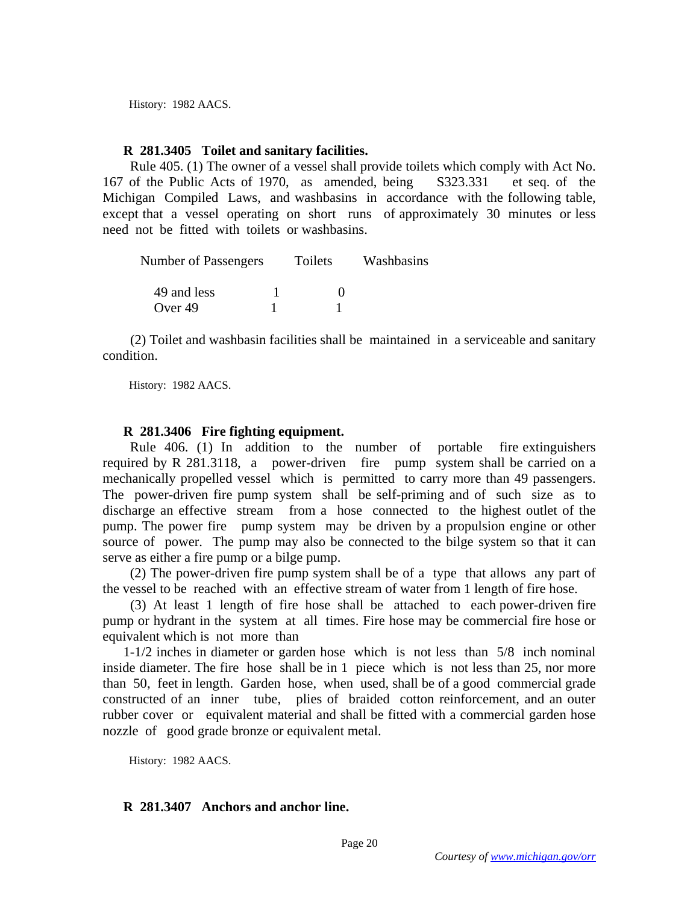History: 1982 AACS.

**R 281.3405 Toilet and sanitary facilities.**

Rule 405. (1) The owner of a vessel shall provide toilets which comply with Act No. 167 of the Public Acts of 1970, as amended, being S323.331 et seq. of the Michigan Compiled Laws, and washbasins in accordance with the following table, except that a vessel operating on short runs of approximately 30 minutes or less need not be fitted with toilets or washbasins.

| Number of Passengers | Toilets | Washbasins |
|---|---|---|
| 49 and less | 1 | 0 |
| Over 49 | 1 | 1 |

(2) Toilet and washbasin facilities shall be maintained in a serviceable and sanitary condition.

History: 1982 AACS.

**R 281.3406 Fire fighting equipment.**

Rule 406. (1) In addition to the number of portable fire extinguishers required by R 281.3118, a power-driven fire pump system shall be carried on a mechanically propelled vessel which is permitted to carry more than 49 passengers. The power-driven fire pump system shall be self-priming and of such size as to discharge an effective stream from a hose connected to the highest outlet of the pump. The power fire pump system may be driven by a propulsion engine or other source of power. The pump may also be connected to the bilge system so that it can serve as either a fire pump or a bilge pump.

(2) The power-driven fire pump system shall be of a type that allows any part of the vessel to be reached with an effective stream of water from 1 length of fire hose.

(3) At least 1 length of fire hose shall be attached to each power-driven fire pump or hydrant in the system at all times. Fire hose may be commercial fire hose or equivalent which is not more than

1-1/2 inches in diameter or garden hose which is not less than 5/8 inch nominal inside diameter. The fire hose shall be in 1 piece which is not less than 25, nor more than 50, feet in length. Garden hose, when used, shall be of a good commercial grade constructed of an inner tube, plies of braided cotton reinforcement, and an outer rubber cover or equivalent material and shall be fitted with a commercial garden hose nozzle of good grade bronze or equivalent metal.

History: 1982 AACS.

**R 281.3407 Anchors and anchor line.**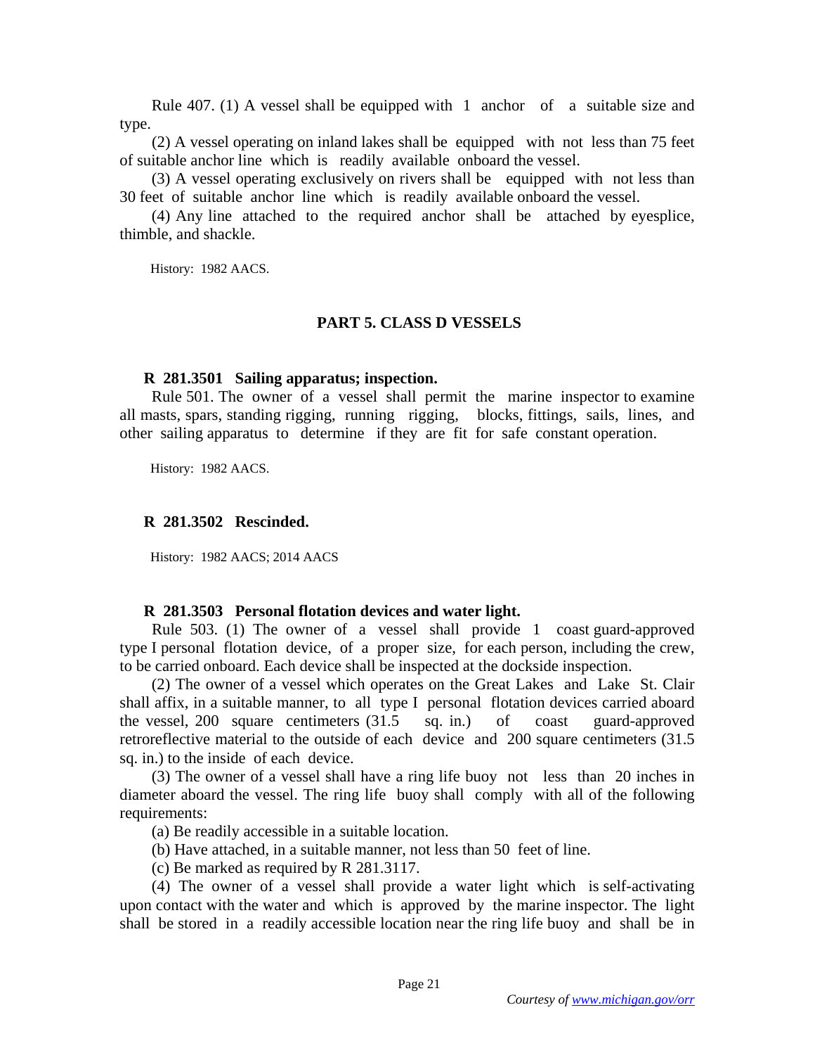Rule 407. (1) A vessel shall be equipped with 1 anchor of a suitable size and type.

(2) A vessel operating on inland lakes shall be equipped with not less than 75 feet of suitable anchor line which is readily available onboard the vessel.

(3) A vessel operating exclusively on rivers shall be equipped with not less than 30 feet of suitable anchor line which is readily available onboard the vessel.

(4) Any line attached to the required anchor shall be attached by eyesplice, thimble, and shackle.

History: 1982 AACS.

## PART 5. CLASS D VESSELS

### R 281.3501 Sailing apparatus; inspection.

Rule 501. The owner of a vessel shall permit the marine inspector to examine all masts, spars, standing rigging, running rigging, blocks, fittings, sails, lines, and other sailing apparatus to determine if they are fit for safe constant operation.

History: 1982 AACS.

### R 281.3502 Rescinded.

History: 1982 AACS; 2014 AACS

### R 281.3503 Personal flotation devices and water light.

Rule 503. (1) The owner of a vessel shall provide 1 coast guard-approved type I personal flotation device, of a proper size, for each person, including the crew, to be carried onboard. Each device shall be inspected at the dockside inspection.

(2) The owner of a vessel which operates on the Great Lakes and Lake St. Clair shall affix, in a suitable manner, to all type I personal flotation devices carried aboard the vessel, 200 square centimeters (31.5 sq. in.) of coast guard-approved retroreflective material to the outside of each device and 200 square centimeters (31.5 sq. in.) to the inside of each device.

(3) The owner of a vessel shall have a ring life buoy not less than 20 inches in diameter aboard the vessel. The ring life buoy shall comply with all of the following requirements:

(a) Be readily accessible in a suitable location.

(b) Have attached, in a suitable manner, not less than 50 feet of line.

(c) Be marked as required by R 281.3117.

(4) The owner of a vessel shall provide a water light which is self-activating upon contact with the water and which is approved by the marine inspector. The light shall be stored in a readily accessible location near the ring life buoy and shall be in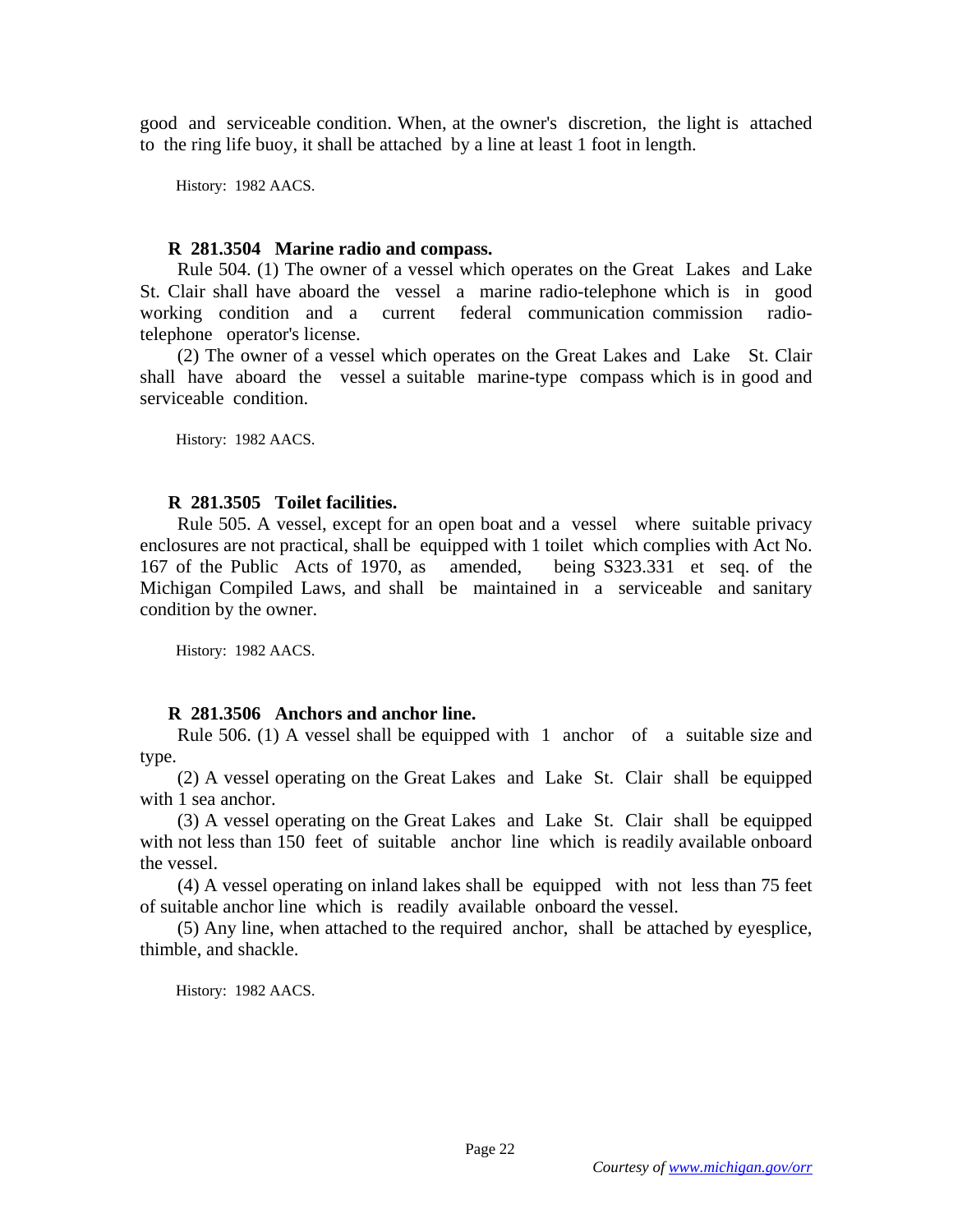good and serviceable condition. When, at the owner's discretion, the light is attached to the ring life buoy, it shall be attached by a line at least 1 foot in length.

History: 1982 AACS.

**R 281.3504 Marine radio and compass.**

Rule 504. (1) The owner of a vessel which operates on the Great Lakes and Lake St. Clair shall have aboard the vessel a marine radio-telephone which is in good working condition and a current federal communication commission radio-telephone operator's license.

(2) The owner of a vessel which operates on the Great Lakes and Lake St. Clair shall have aboard the vessel a suitable marine-type compass which is in good and serviceable condition.

History: 1982 AACS.

**R 281.3505 Toilet facilities.**

Rule 505. A vessel, except for an open boat and a vessel where suitable privacy enclosures are not practical, shall be equipped with 1 toilet which complies with Act No. 167 of the Public Acts of 1970, as amended, being S323.331 et seq. of the Michigan Compiled Laws, and shall be maintained in a serviceable and sanitary condition by the owner.

History: 1982 AACS.

**R 281.3506 Anchors and anchor line.**

Rule 506. (1) A vessel shall be equipped with 1 anchor of a suitable size and type.

(2) A vessel operating on the Great Lakes and Lake St. Clair shall be equipped with 1 sea anchor.

(3) A vessel operating on the Great Lakes and Lake St. Clair shall be equipped with not less than 150 feet of suitable anchor line which is readily available onboard the vessel.

(4) A vessel operating on inland lakes shall be equipped with not less than 75 feet of suitable anchor line which is readily available onboard the vessel.

(5) Any line, when attached to the required anchor, shall be attached by eyesplice, thimble, and shackle.

History: 1982 AACS.